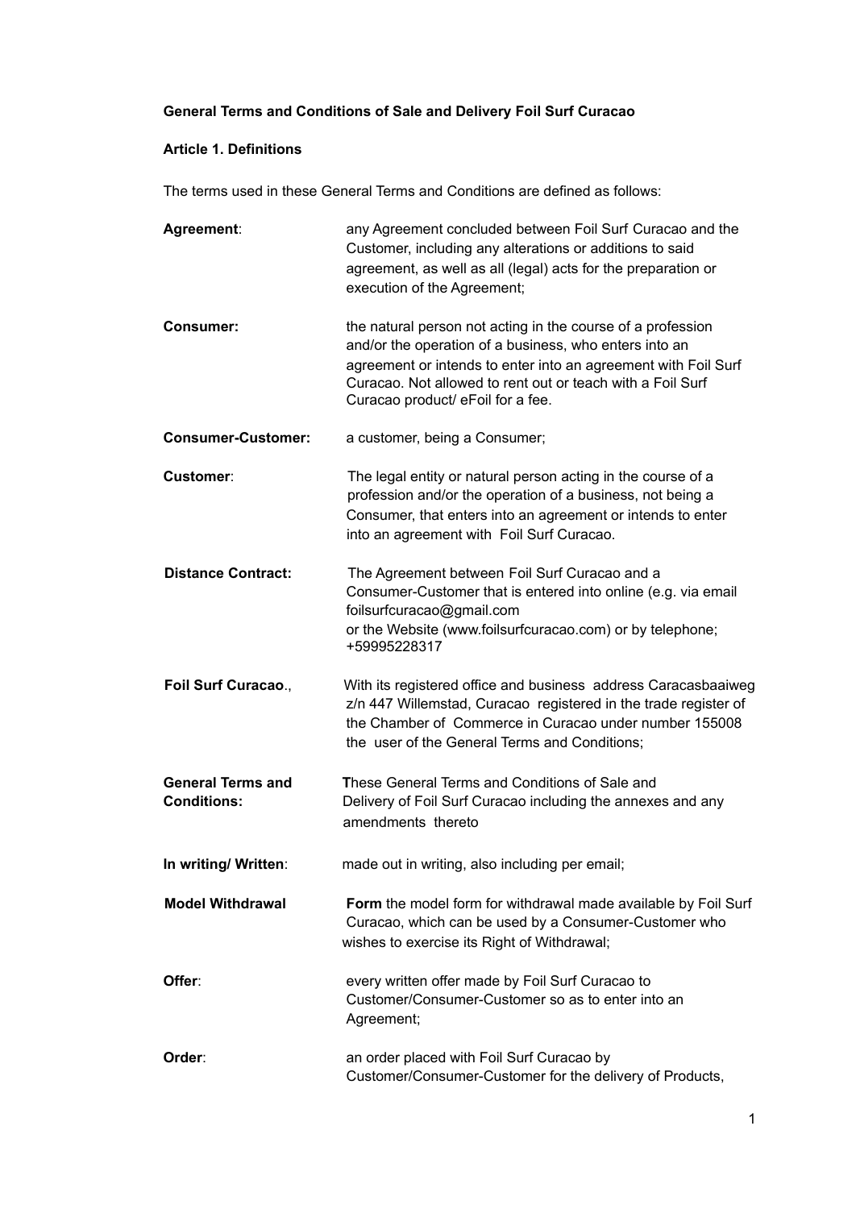**General Terms and Conditions of Sale and Delivery Foil Surf Curacao**

**Article 1. Definitions**

The terms used in these General Terms and Conditions are defined as follows:

**Agreement**: any Agreement concluded between Foil Surf Curacao and the Customer, including any alterations or additions to said agreement, as well as all (legal) acts for the preparation or execution of the Agreement;

**Consumer:** the natural person not acting in the course of a profession and/or the operation of a business, who enters into an agreement or intends to enter into an agreement with Foil Surf Curacao. Not allowed to rent out or teach with a Foil Surf Curacao product/ eFoil for a fee.

**Consumer-Customer:** a customer, being a Consumer;

**Customer**: The legal entity or natural person acting in the course of a profession and/or the operation of a business, not being a Consumer, that enters into an agreement or intends to enter into an agreement with Foil Surf Curacao.

**Distance Contract:** The Agreement between Foil Surf Curacao and a Consumer-Customer that is entered into online (e.g. via email foilsurfcuracao@gmail.com or the Website (www.foilsurfcuracao.com) or by telephone; +59995228317

**Foil Surf Curacao**., With its registered office and business address Caracasbaaiweg z/n 447 Willemstad, Curacao registered in the trade register of the Chamber of Commerce in Curacao under number 155008 the user of the General Terms and Conditions;

**General Terms and Conditions:** **T**hese General Terms and Conditions of Sale and Delivery of Foil Surf Curacao including the annexes and any amendments thereto

**In writing/ Written**: made out in writing, also including per email;

**Model Withdrawal** **Form** the model form for withdrawal made available by Foil Surf Curacao, which can be used by a Consumer-Customer who wishes to exercise its Right of Withdrawal;

**Offer**: every written offer made by Foil Surf Curacao to Customer/Consumer-Customer so as to enter into an Agreement;

**Order**: an order placed with Foil Surf Curacao by Customer/Consumer-Customer for the delivery of Products,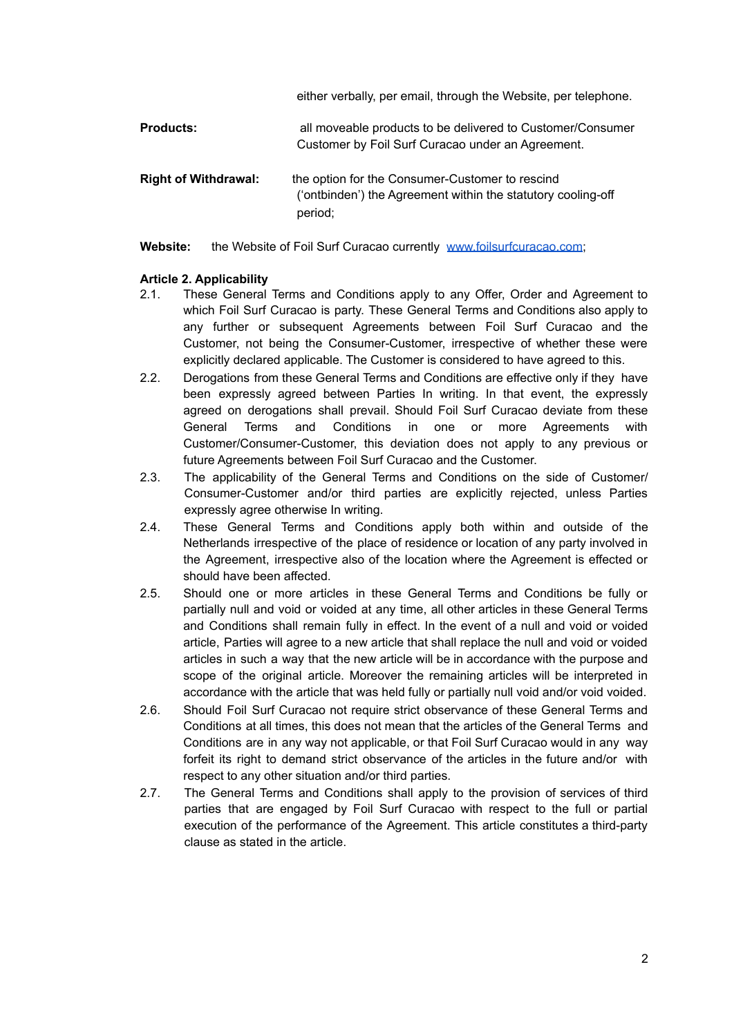either verbally, per email, through the Website, per telephone.

**Products:** all moveable products to be delivered to Customer/Consumer Customer by Foil Surf Curacao under an Agreement.

**Right of Withdrawal:** the option for the Consumer-Customer to rescind ('ontbinden') the Agreement within the statutory cooling-off period;

**Website:** the Website of Foil Surf Curacao currently [www.foilsurfcuracao.com](http://www.foilsurfcuracao.com);

**Article 2. Applicability**

2.1. These General Terms and Conditions apply to any Offer, Order and Agreement to which Foil Surf Curacao is party. These General Terms and Conditions also apply to any further or subsequent Agreements between Foil Surf Curacao and the Customer, not being the Consumer-Customer, irrespective of whether these were explicitly declared applicable. The Customer is considered to have agreed to this.

2.2. Derogations from these General Terms and Conditions are effective only if they have been expressly agreed between Parties In writing. In that event, the expressly agreed on derogations shall prevail. Should Foil Surf Curacao deviate from these General Terms and Conditions in one or more Agreements with Customer/Consumer-Customer, this deviation does not apply to any previous or future Agreements between Foil Surf Curacao and the Customer.

2.3. The applicability of the General Terms and Conditions on the side of Customer/ Consumer-Customer and/or third parties are explicitly rejected, unless Parties expressly agree otherwise In writing.

2.4. These General Terms and Conditions apply both within and outside of the Netherlands irrespective of the place of residence or location of any party involved in the Agreement, irrespective also of the location where the Agreement is effected or should have been affected.

2.5. Should one or more articles in these General Terms and Conditions be fully or partially null and void or voided at any time, all other articles in these General Terms and Conditions shall remain fully in effect. In the event of a null and void or voided article, Parties will agree to a new article that shall replace the null and void or voided articles in such a way that the new article will be in accordance with the purpose and scope of the original article. Moreover the remaining articles will be interpreted in accordance with the article that was held fully or partially null void and/or void voided.

2.6. Should Foil Surf Curacao not require strict observance of these General Terms and Conditions at all times, this does not mean that the articles of the General Terms and Conditions are in any way not applicable, or that Foil Surf Curacao would in any way forfeit its right to demand strict observance of the articles in the future and/or with respect to any other situation and/or third parties.

2.7. The General Terms and Conditions shall apply to the provision of services of third parties that are engaged by Foil Surf Curacao with respect to the full or partial execution of the performance of the Agreement. This article constitutes a third-party clause as stated in the article.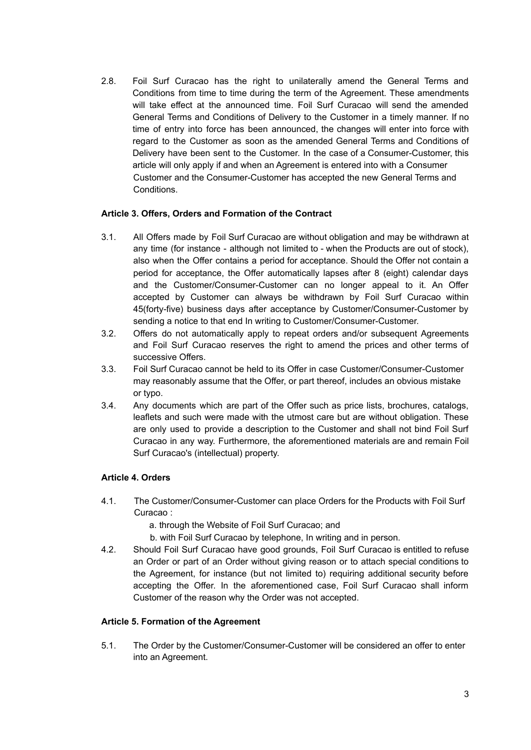2.8. Foil Surf Curacao has the right to unilaterally amend the General Terms and Conditions from time to time during the term of the Agreement. These amendments will take effect at the announced time. Foil Surf Curacao will send the amended General Terms and Conditions of Delivery to the Customer in a timely manner. If no time of entry into force has been announced, the changes will enter into force with regard to the Customer as soon as the amended General Terms and Conditions of Delivery have been sent to the Customer. In the case of a Consumer-Customer, this article will only apply if and when an Agreement is entered into with a Consumer Customer and the Consumer-Customer has accepted the new General Terms and Conditions.

**Article 3. Offers, Orders and Formation of the Contract**

3.1. All Offers made by Foil Surf Curacao are without obligation and may be withdrawn at any time (for instance - although not limited to - when the Products are out of stock), also when the Offer contains a period for acceptance. Should the Offer not contain a period for acceptance, the Offer automatically lapses after 8 (eight) calendar days and the Customer/Consumer-Customer can no longer appeal to it. An Offer accepted by Customer can always be withdrawn by Foil Surf Curacao within 45(forty-five) business days after acceptance by Customer/Consumer-Customer by sending a notice to that end In writing to Customer/Consumer-Customer.

3.2. Offers do not automatically apply to repeat orders and/or subsequent Agreements and Foil Surf Curacao reserves the right to amend the prices and other terms of successive Offers.

3.3. Foil Surf Curacao cannot be held to its Offer in case Customer/Consumer-Customer may reasonably assume that the Offer, or part thereof, includes an obvious mistake or typo.

3.4. Any documents which are part of the Offer such as price lists, brochures, catalogs, leaflets and such were made with the utmost care but are without obligation. These are only used to provide a description to the Customer and shall not bind Foil Surf Curacao in any way. Furthermore, the aforementioned materials are and remain Foil Surf Curacao's (intellectual) property.

**Article 4. Orders**

4.1. The Customer/Consumer-Customer can place Orders for the Products with Foil Surf Curacao :

a. through the Website of Foil Surf Curacao; and

b. with Foil Surf Curacao by telephone, In writing and in person.

4.2. Should Foil Surf Curacao have good grounds, Foil Surf Curacao is entitled to refuse an Order or part of an Order without giving reason or to attach special conditions to the Agreement, for instance (but not limited to) requiring additional security before accepting the Offer. In the aforementioned case, Foil Surf Curacao shall inform Customer of the reason why the Order was not accepted.

**Article 5. Formation of the Agreement**

5.1. The Order by the Customer/Consumer-Customer will be considered an offer to enter into an Agreement.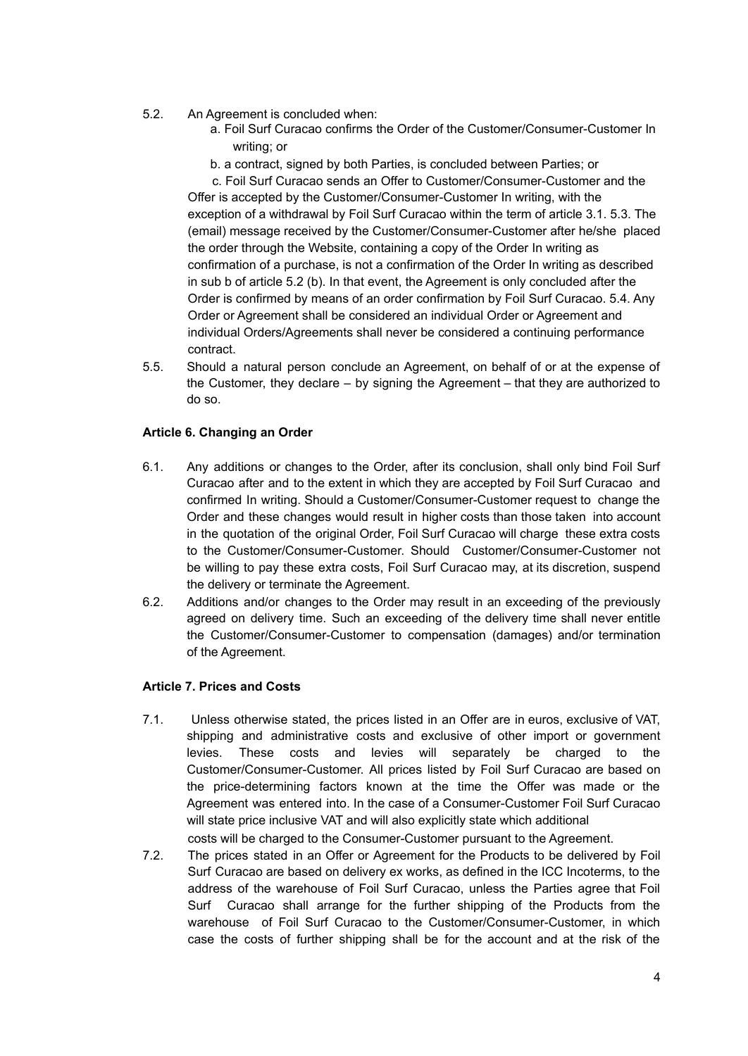5.2. An Agreement is concluded when:

a. Foil Surf Curacao confirms the Order of the Customer/Consumer-Customer In writing; or

b. a contract, signed by both Parties, is concluded between Parties; or

c. Foil Surf Curacao sends an Offer to Customer/Consumer-Customer and the Offer is accepted by the Customer/Consumer-Customer In writing, with the exception of a withdrawal by Foil Surf Curacao within the term of article 3.1. 5.3. The (email) message received by the Customer/Consumer-Customer after he/she placed the order through the Website, containing a copy of the Order In writing as confirmation of a purchase, is not a confirmation of the Order In writing as described in sub b of article 5.2 (b). In that event, the Agreement is only concluded after the Order is confirmed by means of an order confirmation by Foil Surf Curacao. 5.4. Any Order or Agreement shall be considered an individual Order or Agreement and individual Orders/Agreements shall never be considered a continuing performance contract.

5.5. Should a natural person conclude an Agreement, on behalf of or at the expense of the Customer, they declare – by signing the Agreement – that they are authorized to do so.

**Article 6. Changing an Order**

6.1. Any additions or changes to the Order, after its conclusion, shall only bind Foil Surf Curacao after and to the extent in which they are accepted by Foil Surf Curacao and confirmed In writing. Should a Customer/Consumer-Customer request to change the Order and these changes would result in higher costs than those taken into account in the quotation of the original Order, Foil Surf Curacao will charge these extra costs to the Customer/Consumer-Customer. Should Customer/Consumer-Customer not be willing to pay these extra costs, Foil Surf Curacao may, at its discretion, suspend the delivery or terminate the Agreement.

6.2. Additions and/or changes to the Order may result in an exceeding of the previously agreed on delivery time. Such an exceeding of the delivery time shall never entitle the Customer/Consumer-Customer to compensation (damages) and/or termination of the Agreement.

**Article 7. Prices and Costs**

7.1. Unless otherwise stated, the prices listed in an Offer are in euros, exclusive of VAT, shipping and administrative costs and exclusive of other import or government levies. These costs and levies will separately be charged to the Customer/Consumer-Customer. All prices listed by Foil Surf Curacao are based on the price-determining factors known at the time the Offer was made or the Agreement was entered into. In the case of a Consumer-Customer Foil Surf Curacao will state price inclusive VAT and will also explicitly state which additional costs will be charged to the Consumer-Customer pursuant to the Agreement.

7.2. The prices stated in an Offer or Agreement for the Products to be delivered by Foil Surf Curacao are based on delivery ex works, as defined in the ICC Incoterms, to the address of the warehouse of Foil Surf Curacao, unless the Parties agree that Foil Surf Curacao shall arrange for the further shipping of the Products from the warehouse of Foil Surf Curacao to the Customer/Consumer-Customer, in which case the costs of further shipping shall be for the account and at the risk of the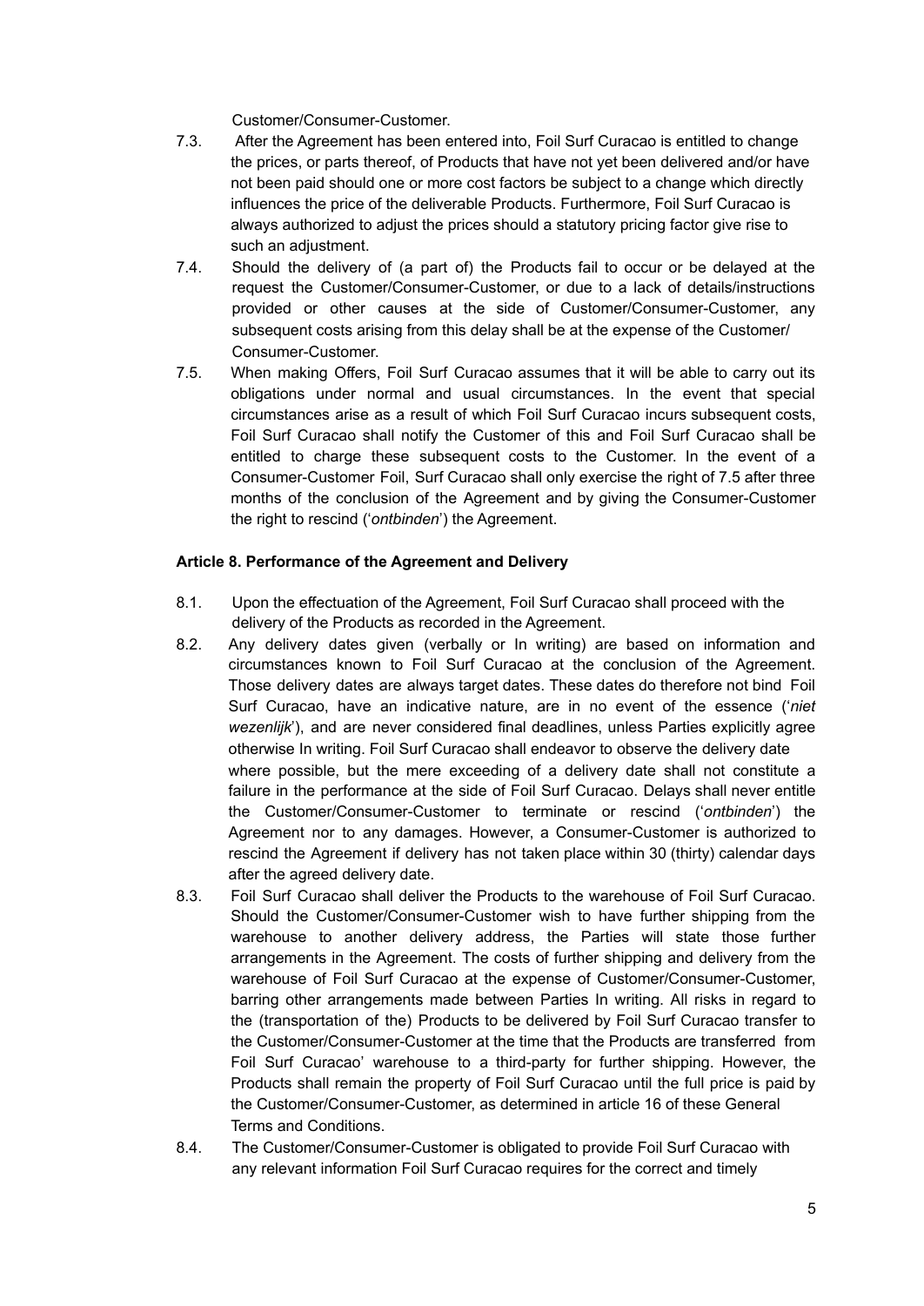Customer/Consumer-Customer.

7.3. After the Agreement has been entered into, Foil Surf Curacao is entitled to change the prices, or parts thereof, of Products that have not yet been delivered and/or have not been paid should one or more cost factors be subject to a change which directly influences the price of the deliverable Products. Furthermore, Foil Surf Curacao is always authorized to adjust the prices should a statutory pricing factor give rise to such an adjustment.

7.4. Should the delivery of (a part of) the Products fail to occur or be delayed at the request the Customer/Consumer-Customer, or due to a lack of details/instructions provided or other causes at the side of Customer/Consumer-Customer, any subsequent costs arising from this delay shall be at the expense of the Customer/ Consumer-Customer.

7.5. When making Offers, Foil Surf Curacao assumes that it will be able to carry out its obligations under normal and usual circumstances. In the event that special circumstances arise as a result of which Foil Surf Curacao incurs subsequent costs, Foil Surf Curacao shall notify the Customer of this and Foil Surf Curacao shall be entitled to charge these subsequent costs to the Customer. In the event of a Consumer-Customer Foil, Surf Curacao shall only exercise the right of 7.5 after three months of the conclusion of the Agreement and by giving the Consumer-Customer the right to rescind ('*ontbinden*') the Agreement.

**Article 8. Performance of the Agreement and Delivery**

8.1. Upon the effectuation of the Agreement, Foil Surf Curacao shall proceed with the delivery of the Products as recorded in the Agreement.

8.2. Any delivery dates given (verbally or In writing) are based on information and circumstances known to Foil Surf Curacao at the conclusion of the Agreement. Those delivery dates are always target dates. These dates do therefore not bind Foil Surf Curacao, have an indicative nature, are in no event of the essence ('*niet wezenlijk*'), and are never considered final deadlines, unless Parties explicitly agree otherwise In writing. Foil Surf Curacao shall endeavor to observe the delivery date where possible, but the mere exceeding of a delivery date shall not constitute a failure in the performance at the side of Foil Surf Curacao. Delays shall never entitle the Customer/Consumer-Customer to terminate or rescind ('*ontbinden*') the Agreement nor to any damages. However, a Consumer-Customer is authorized to rescind the Agreement if delivery has not taken place within 30 (thirty) calendar days after the agreed delivery date.

8.3. Foil Surf Curacao shall deliver the Products to the warehouse of Foil Surf Curacao. Should the Customer/Consumer-Customer wish to have further shipping from the warehouse to another delivery address, the Parties will state those further arrangements in the Agreement. The costs of further shipping and delivery from the warehouse of Foil Surf Curacao at the expense of Customer/Consumer-Customer, barring other arrangements made between Parties In writing. All risks in regard to the (transportation of the) Products to be delivered by Foil Surf Curacao transfer to the Customer/Consumer-Customer at the time that the Products are transferred from Foil Surf Curacao' warehouse to a third-party for further shipping. However, the Products shall remain the property of Foil Surf Curacao until the full price is paid by the Customer/Consumer-Customer, as determined in article 16 of these General Terms and Conditions.

8.4. The Customer/Consumer-Customer is obligated to provide Foil Surf Curacao with any relevant information Foil Surf Curacao requires for the correct and timely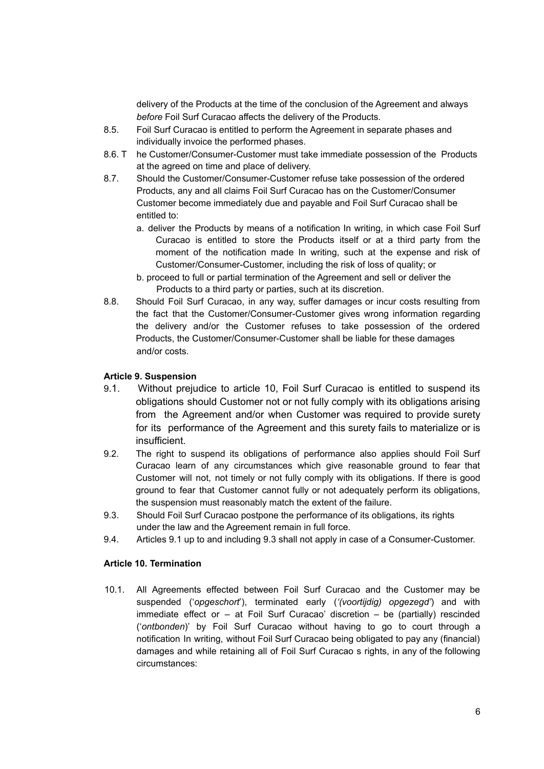delivery of the Products at the time of the conclusion of the Agreement and always *before* Foil Surf Curacao affects the delivery of the Products.

8.5. Foil Surf Curacao is entitled to perform the Agreement in separate phases and individually invoice the performed phases.

8.6. The Customer/Consumer-Customer must take immediate possession of the Products at the agreed on time and place of delivery.

8.7. Should the Customer/Consumer-Customer refuse take possession of the ordered Products, any and all claims Foil Surf Curacao has on the Customer/Consumer Customer become immediately due and payable and Foil Surf Curacao shall be entitled to:

a. deliver the Products by means of a notification In writing, in which case Foil Surf Curacao is entitled to store the Products itself or at a third party from the moment of the notification made In writing, such at the expense and risk of Customer/Consumer-Customer, including the risk of loss of quality; or

b. proceed to full or partial termination of the Agreement and sell or deliver the Products to a third party or parties, such at its discretion.

8.8. Should Foil Surf Curacao, in any way, suffer damages or incur costs resulting from the fact that the Customer/Consumer-Customer gives wrong information regarding the delivery and/or the Customer refuses to take possession of the ordered Products, the Customer/Consumer-Customer shall be liable for these damages and/or costs.

**Article 9. Suspension**

9.1. Without prejudice to article 10, Foil Surf Curacao is entitled to suspend its obligations should Customer not or not fully comply with its obligations arising from the Agreement and/or when Customer was required to provide surety for its performance of the Agreement and this surety fails to materialize or is insufficient.

9.2. The right to suspend its obligations of performance also applies should Foil Surf Curacao learn of any circumstances which give reasonable ground to fear that Customer will not, not timely or not fully comply with its obligations. If there is good ground to fear that Customer cannot fully or not adequately perform its obligations, the suspension must reasonably match the extent of the failure.

9.3. Should Foil Surf Curacao postpone the performance of its obligations, its rights under the law and the Agreement remain in full force.

9.4. Articles 9.1 up to and including 9.3 shall not apply in case of a Consumer-Customer.

**Article 10. Termination**

10.1. All Agreements effected between Foil Surf Curacao and the Customer may be suspended ('*opgeschort*'), terminated early ('*(voortijdig) opgezegd*') and with immediate effect or – at Foil Surf Curacao' discretion – be (partially) rescinded ('*ontbonden*)' by Foil Surf Curacao without having to go to court through a notification In writing, without Foil Surf Curacao being obligated to pay any (financial) damages and while retaining all of Foil Surf Curacao s rights, in any of the following circumstances: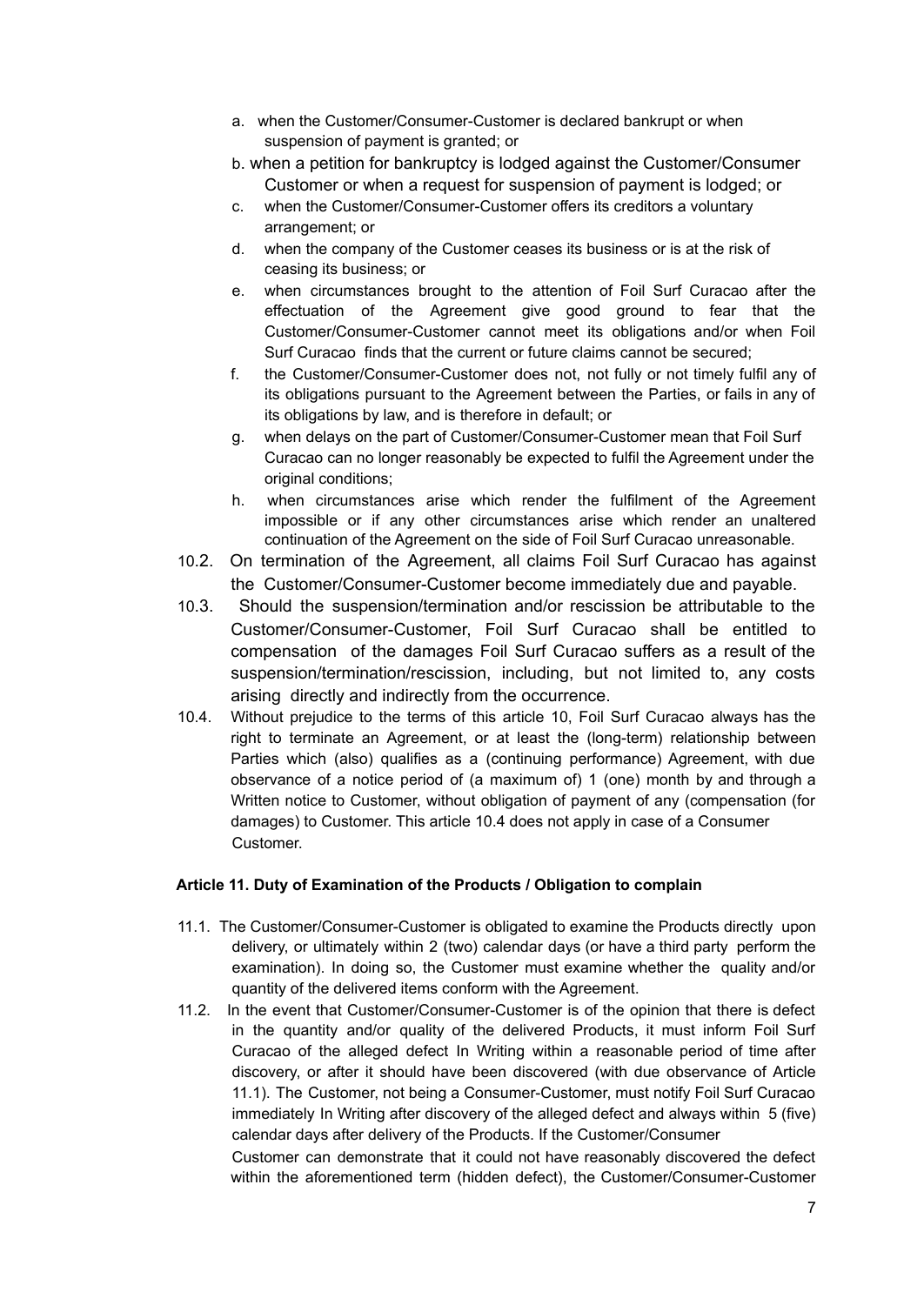a. when the Customer/Consumer-Customer is declared bankrupt or when suspension of payment is granted; or

b. when a petition for bankruptcy is lodged against the Customer/Consumer Customer or when a request for suspension of payment is lodged; or

c. when the Customer/Consumer-Customer offers its creditors a voluntary arrangement; or

d. when the company of the Customer ceases its business or is at the risk of ceasing its business; or

e. when circumstances brought to the attention of Foil Surf Curacao after the effectuation of the Agreement give good ground to fear that the Customer/Consumer-Customer cannot meet its obligations and/or when Foil Surf Curacao finds that the current or future claims cannot be secured;

f. the Customer/Consumer-Customer does not, not fully or not timely fulfil any of its obligations pursuant to the Agreement between the Parties, or fails in any of its obligations by law, and is therefore in default; or

g. when delays on the part of Customer/Consumer-Customer mean that Foil Surf Curacao can no longer reasonably be expected to fulfil the Agreement under the original conditions;

h. when circumstances arise which render the fulfilment of the Agreement impossible or if any other circumstances arise which render an unaltered continuation of the Agreement on the side of Foil Surf Curacao unreasonable.

10.2. On termination of the Agreement, all claims Foil Surf Curacao has against the Customer/Consumer-Customer become immediately due and payable.

10.3. Should the suspension/termination and/or rescission be attributable to the Customer/Consumer-Customer, Foil Surf Curacao shall be entitled to compensation of the damages Foil Surf Curacao suffers as a result of the suspension/termination/rescission, including, but not limited to, any costs arising directly and indirectly from the occurrence.

10.4. Without prejudice to the terms of this article 10, Foil Surf Curacao always has the right to terminate an Agreement, or at least the (long-term) relationship between Parties which (also) qualifies as a (continuing performance) Agreement, with due observance of a notice period of (a maximum of) 1 (one) month by and through a Written notice to Customer, without obligation of payment of any (compensation (for damages) to Customer. This article 10.4 does not apply in case of a Consumer Customer.

**Article 11. Duty of Examination of the Products / Obligation to complain**

11.1. The Customer/Consumer-Customer is obligated to examine the Products directly upon delivery, or ultimately within 2 (two) calendar days (or have a third party perform the examination). In doing so, the Customer must examine whether the quality and/or quantity of the delivered items conform with the Agreement.

11.2. In the event that Customer/Consumer-Customer is of the opinion that there is defect in the quantity and/or quality of the delivered Products, it must inform Foil Surf Curacao of the alleged defect In Writing within a reasonable period of time after discovery, or after it should have been discovered (with due observance of Article 11.1). The Customer, not being a Consumer-Customer, must notify Foil Surf Curacao immediately In Writing after discovery of the alleged defect and always within 5 (five) calendar days after delivery of the Products. If the Customer/Consumer Customer can demonstrate that it could not have reasonably discovered the defect within the aforementioned term (hidden defect), the Customer/Consumer-Customer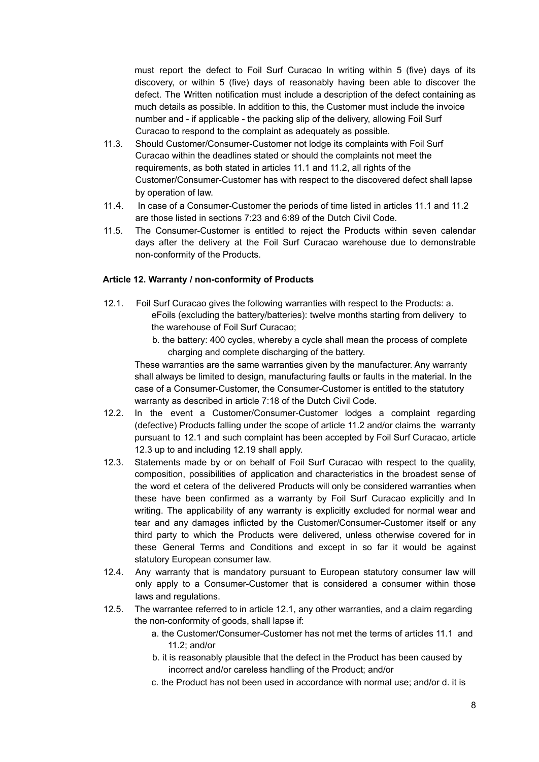must report the defect to Foil Surf Curacao In writing within 5 (five) days of its discovery, or within 5 (five) days of reasonably having been able to discover the defect. The Written notification must include a description of the defect containing as much details as possible. In addition to this, the Customer must include the invoice number and - if applicable - the packing slip of the delivery, allowing Foil Surf Curacao to respond to the complaint as adequately as possible.

11.3. Should Customer/Consumer-Customer not lodge its complaints with Foil Surf Curacao within the deadlines stated or should the complaints not meet the requirements, as both stated in articles 11.1 and 11.2, all rights of the Customer/Consumer-Customer has with respect to the discovered defect shall lapse by operation of law.

11.4. In case of a Consumer-Customer the periods of time listed in articles 11.1 and 11.2 are those listed in sections 7:23 and 6:89 of the Dutch Civil Code.

11.5. The Consumer-Customer is entitled to reject the Products within seven calendar days after the delivery at the Foil Surf Curacao warehouse due to demonstrable non-conformity of the Products.

**Article 12. Warranty / non-conformity of Products**

12.1. Foil Surf Curacao gives the following warranties with respect to the Products: a. eFoils (excluding the battery/batteries): twelve months starting from delivery to the warehouse of Foil Surf Curacao;

b. the battery: 400 cycles, whereby a cycle shall mean the process of complete charging and complete discharging of the battery.

These warranties are the same warranties given by the manufacturer. Any warranty shall always be limited to design, manufacturing faults or faults in the material. In the case of a Consumer-Customer, the Consumer-Customer is entitled to the statutory warranty as described in article 7:18 of the Dutch Civil Code.

12.2. In the event a Customer/Consumer-Customer lodges a complaint regarding (defective) Products falling under the scope of article 11.2 and/or claims the warranty pursuant to 12.1 and such complaint has been accepted by Foil Surf Curacao, article 12.3 up to and including 12.19 shall apply.

12.3. Statements made by or on behalf of Foil Surf Curacao with respect to the quality, composition, possibilities of application and characteristics in the broadest sense of the word et cetera of the delivered Products will only be considered warranties when these have been confirmed as a warranty by Foil Surf Curacao explicitly and In writing. The applicability of any warranty is explicitly excluded for normal wear and tear and any damages inflicted by the Customer/Consumer-Customer itself or any third party to which the Products were delivered, unless otherwise covered for in these General Terms and Conditions and except in so far it would be against statutory European consumer law.

12.4. Any warranty that is mandatory pursuant to European statutory consumer law will only apply to a Consumer-Customer that is considered a consumer within those laws and regulations.

12.5. The warrantee referred to in article 12.1, any other warranties, and a claim regarding the non-conformity of goods, shall lapse if:

a. the Customer/Consumer-Customer has not met the terms of articles 11.1 and 11.2; and/or

b. it is reasonably plausible that the defect in the Product has been caused by incorrect and/or careless handling of the Product; and/or

c. the Product has not been used in accordance with normal use; and/or d. it is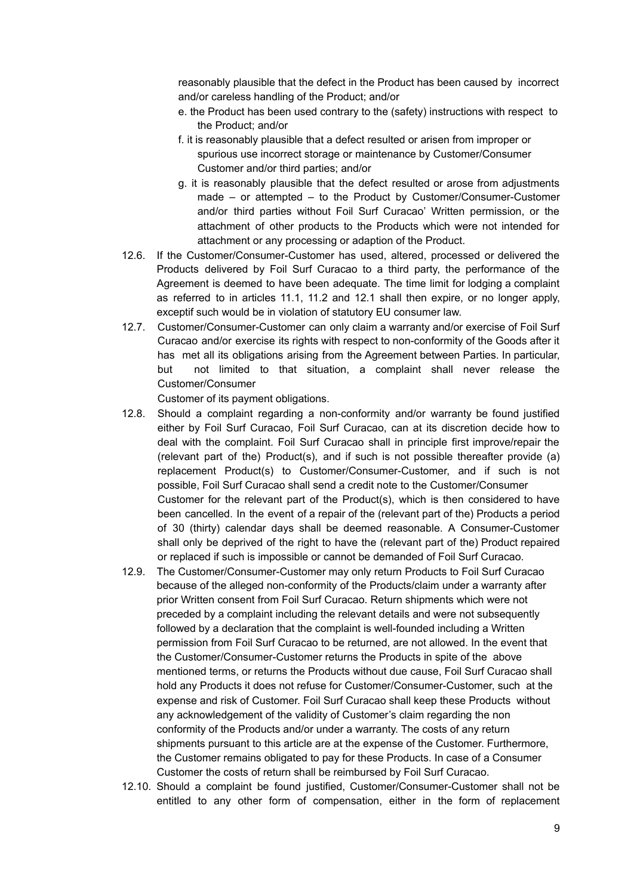reasonably plausible that the defect in the Product has been caused by incorrect and/or careless handling of the Product; and/or

e. the Product has been used contrary to the (safety) instructions with respect to the Product; and/or

f. it is reasonably plausible that a defect resulted or arisen from improper or spurious use incorrect storage or maintenance by Customer/Consumer Customer and/or third parties; and/or

g. it is reasonably plausible that the defect resulted or arose from adjustments made – or attempted – to the Product by Customer/Consumer-Customer and/or third parties without Foil Surf Curacao' Written permission, or the attachment of other products to the Products which were not intended for attachment or any processing or adaption of the Product.

12.6. If the Customer/Consumer-Customer has used, altered, processed or delivered the Products delivered by Foil Surf Curacao to a third party, the performance of the Agreement is deemed to have been adequate. The time limit for lodging a complaint as referred to in articles 11.1, 11.2 and 12.1 shall then expire, or no longer apply, exceptif such would be in violation of statutory EU consumer law.

12.7. Customer/Consumer-Customer can only claim a warranty and/or exercise of Foil Surf Curacao and/or exercise its rights with respect to non-conformity of the Goods after it has met all its obligations arising from the Agreement between Parties. In particular, but not limited to that situation, a complaint shall never release the Customer/Consumer Customer of its payment obligations.

12.8. Should a complaint regarding a non-conformity and/or warranty be found justified either by Foil Surf Curacao, Foil Surf Curacao, can at its discretion decide how to deal with the complaint. Foil Surf Curacao shall in principle first improve/repair the (relevant part of the) Product(s), and if such is not possible thereafter provide (a) replacement Product(s) to Customer/Consumer-Customer, and if such is not possible, Foil Surf Curacao shall send a credit note to the Customer/Consumer Customer for the relevant part of the Product(s), which is then considered to have been cancelled. In the event of a repair of the (relevant part of the) Products a period of 30 (thirty) calendar days shall be deemed reasonable. A Consumer-Customer shall only be deprived of the right to have the (relevant part of the) Product repaired or replaced if such is impossible or cannot be demanded of Foil Surf Curacao.

12.9. The Customer/Consumer-Customer may only return Products to Foil Surf Curacao because of the alleged non-conformity of the Products/claim under a warranty after prior Written consent from Foil Surf Curacao. Return shipments which were not preceded by a complaint including the relevant details and were not subsequently followed by a declaration that the complaint is well-founded including a Written permission from Foil Surf Curacao to be returned, are not allowed. In the event that the Customer/Consumer-Customer returns the Products in spite of the above mentioned terms, or returns the Products without due cause, Foil Surf Curacao shall hold any Products it does not refuse for Customer/Consumer-Customer, such at the expense and risk of Customer. Foil Surf Curacao shall keep these Products without any acknowledgement of the validity of Customer's claim regarding the non conformity of the Products and/or under a warranty. The costs of any return shipments pursuant to this article are at the expense of the Customer. Furthermore, the Customer remains obligated to pay for these Products. In case of a Consumer Customer the costs of return shall be reimbursed by Foil Surf Curacao.

12.10. Should a complaint be found justified, Customer/Consumer-Customer shall not be entitled to any other form of compensation, either in the form of replacement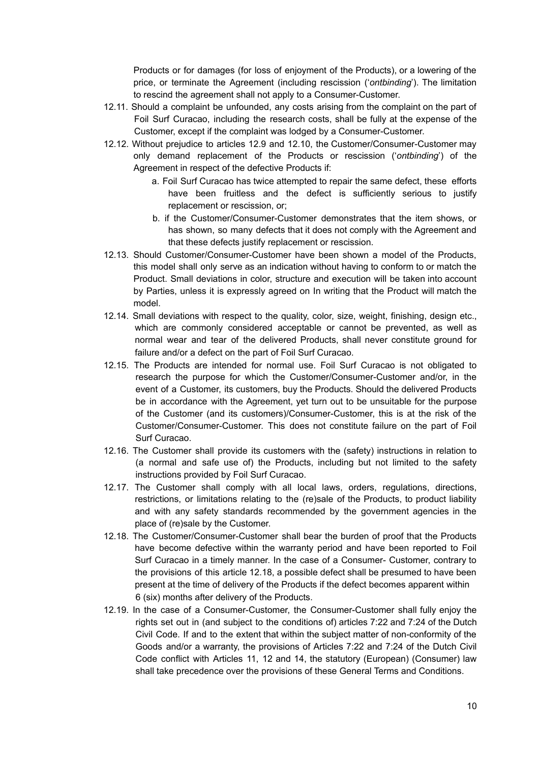Products or for damages (for loss of enjoyment of the Products), or a lowering of the price, or terminate the Agreement (including rescission ('*ontbinding*'). The limitation to rescind the agreement shall not apply to a Consumer-Customer.

12.11. Should a complaint be unfounded, any costs arising from the complaint on the part of Foil Surf Curacao, including the research costs, shall be fully at the expense of the Customer, except if the complaint was lodged by a Consumer-Customer.

12.12. Without prejudice to articles 12.9 and 12.10, the Customer/Consumer-Customer may only demand replacement of the Products or rescission ('*ontbinding*') of the Agreement in respect of the defective Products if:

a. Foil Surf Curacao has twice attempted to repair the same defect, these efforts have been fruitless and the defect is sufficiently serious to justify replacement or rescission, or;

b. if the Customer/Consumer-Customer demonstrates that the item shows, or has shown, so many defects that it does not comply with the Agreement and that these defects justify replacement or rescission.

12.13. Should Customer/Consumer-Customer have been shown a model of the Products, this model shall only serve as an indication without having to conform to or match the Product. Small deviations in color, structure and execution will be taken into account by Parties, unless it is expressly agreed on In writing that the Product will match the model.

12.14. Small deviations with respect to the quality, color, size, weight, finishing, design etc., which are commonly considered acceptable or cannot be prevented, as well as normal wear and tear of the delivered Products, shall never constitute ground for failure and/or a defect on the part of Foil Surf Curacao.

12.15. The Products are intended for normal use. Foil Surf Curacao is not obligated to research the purpose for which the Customer/Consumer-Customer and/or, in the event of a Customer, its customers, buy the Products. Should the delivered Products be in accordance with the Agreement, yet turn out to be unsuitable for the purpose of the Customer (and its customers)/Consumer-Customer, this is at the risk of the Customer/Consumer-Customer. This does not constitute failure on the part of Foil Surf Curacao.

12.16. The Customer shall provide its customers with the (safety) instructions in relation to (a normal and safe use of) the Products, including but not limited to the safety instructions provided by Foil Surf Curacao.

12.17. The Customer shall comply with all local laws, orders, regulations, directions, restrictions, or limitations relating to the (re)sale of the Products, to product liability and with any safety standards recommended by the government agencies in the place of (re)sale by the Customer.

12.18. The Customer/Consumer-Customer shall bear the burden of proof that the Products have become defective within the warranty period and have been reported to Foil Surf Curacao in a timely manner. In the case of a Consumer- Customer, contrary to the provisions of this article 12.18, a possible defect shall be presumed to have been present at the time of delivery of the Products if the defect becomes apparent within 6 (six) months after delivery of the Products.

12.19. In the case of a Consumer-Customer, the Consumer-Customer shall fully enjoy the rights set out in (and subject to the conditions of) articles 7:22 and 7:24 of the Dutch Civil Code. If and to the extent that within the subject matter of non-conformity of the Goods and/or a warranty, the provisions of Articles 7:22 and 7:24 of the Dutch Civil Code conflict with Articles 11, 12 and 14, the statutory (European) (Consumer) law shall take precedence over the provisions of these General Terms and Conditions.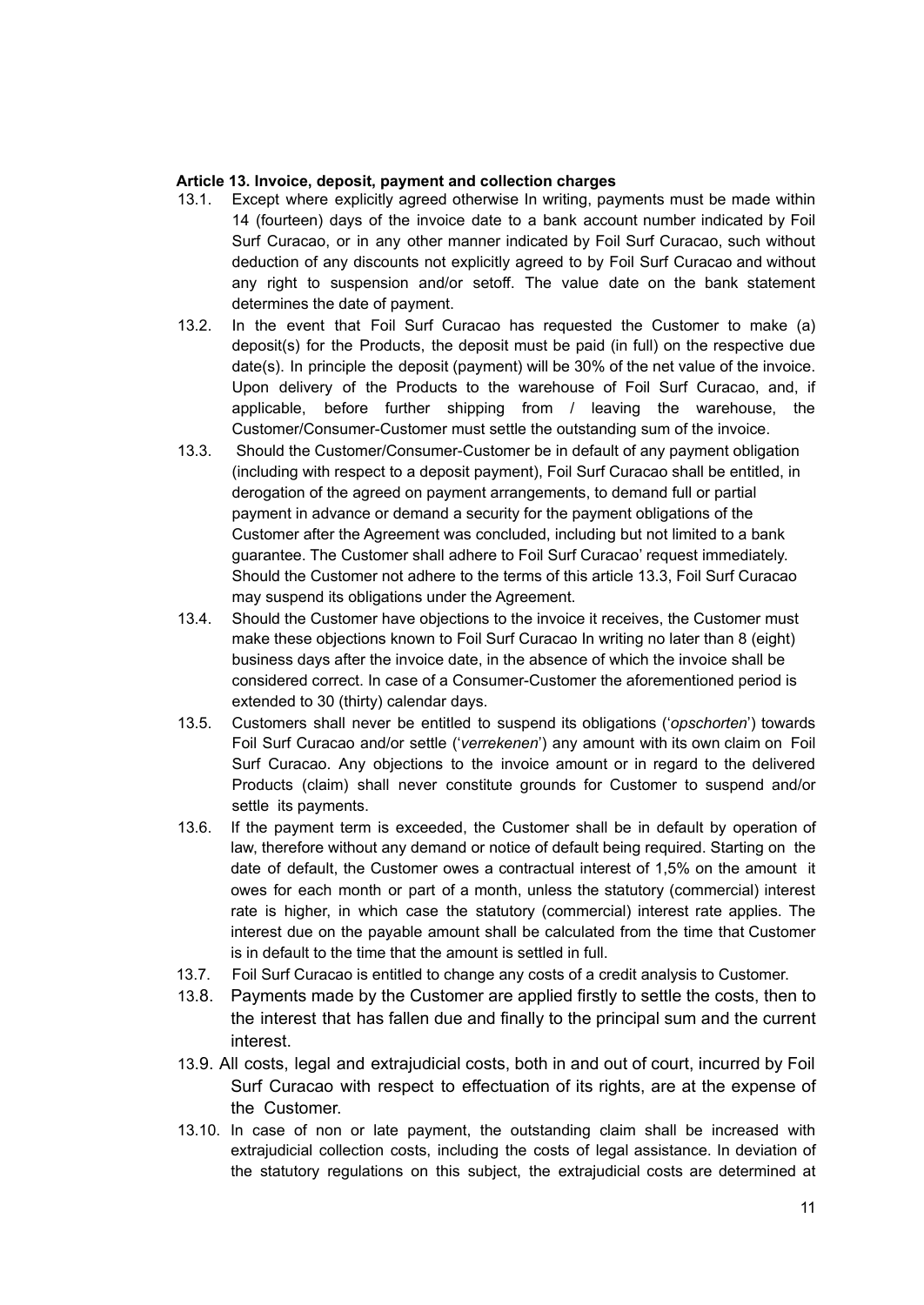**Article 13. Invoice, deposit, payment and collection charges**

13.1. Except where explicitly agreed otherwise In writing, payments must be made within 14 (fourteen) days of the invoice date to a bank account number indicated by Foil Surf Curacao, or in any other manner indicated by Foil Surf Curacao, such without deduction of any discounts not explicitly agreed to by Foil Surf Curacao and without any right to suspension and/or setoff. The value date on the bank statement determines the date of payment.

13.2. In the event that Foil Surf Curacao has requested the Customer to make (a) deposit(s) for the Products, the deposit must be paid (in full) on the respective due date(s). In principle the deposit (payment) will be 30% of the net value of the invoice. Upon delivery of the Products to the warehouse of Foil Surf Curacao, and, if applicable, before further shipping from / leaving the warehouse, the Customer/Consumer-Customer must settle the outstanding sum of the invoice.

13.3. Should the Customer/Consumer-Customer be in default of any payment obligation (including with respect to a deposit payment), Foil Surf Curacao shall be entitled, in derogation of the agreed on payment arrangements, to demand full or partial payment in advance or demand a security for the payment obligations of the Customer after the Agreement was concluded, including but not limited to a bank guarantee. The Customer shall adhere to Foil Surf Curacao' request immediately. Should the Customer not adhere to the terms of this article 13.3, Foil Surf Curacao may suspend its obligations under the Agreement.

13.4. Should the Customer have objections to the invoice it receives, the Customer must make these objections known to Foil Surf Curacao In writing no later than 8 (eight) business days after the invoice date, in the absence of which the invoice shall be considered correct. In case of a Consumer-Customer the aforementioned period is extended to 30 (thirty) calendar days.

13.5. Customers shall never be entitled to suspend its obligations ('*opschorten*') towards Foil Surf Curacao and/or settle ('*verrekenen*') any amount with its own claim on Foil Surf Curacao. Any objections to the invoice amount or in regard to the delivered Products (claim) shall never constitute grounds for Customer to suspend and/or settle its payments.

13.6. If the payment term is exceeded, the Customer shall be in default by operation of law, therefore without any demand or notice of default being required. Starting on the date of default, the Customer owes a contractual interest of 1,5% on the amount it owes for each month or part of a month, unless the statutory (commercial) interest rate is higher, in which case the statutory (commercial) interest rate applies. The interest due on the payable amount shall be calculated from the time that Customer is in default to the time that the amount is settled in full.

13.7. Foil Surf Curacao is entitled to change any costs of a credit analysis to Customer.

13.8. Payments made by the Customer are applied firstly to settle the costs, then to the interest that has fallen due and finally to the principal sum and the current interest.

13.9. All costs, legal and extrajudicial costs, both in and out of court, incurred by Foil Surf Curacao with respect to effectuation of its rights, are at the expense of the Customer.

13.10. In case of non or late payment, the outstanding claim shall be increased with extrajudicial collection costs, including the costs of legal assistance. In deviation of the statutory regulations on this subject, the extrajudicial costs are determined at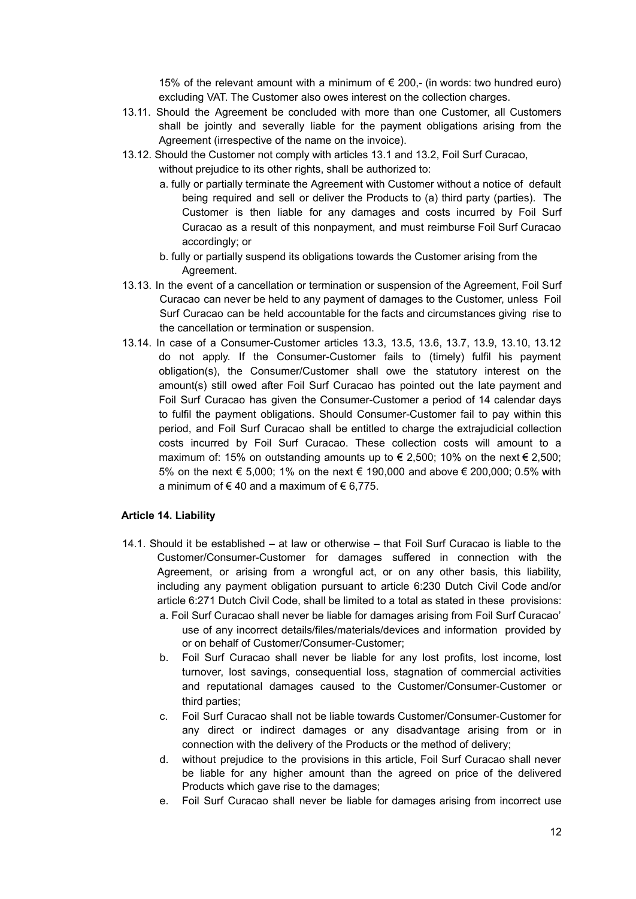15% of the relevant amount with a minimum of € 200,- (in words: two hundred euro) excluding VAT. The Customer also owes interest on the collection charges.

13.11. Should the Agreement be concluded with more than one Customer, all Customers shall be jointly and severally liable for the payment obligations arising from the Agreement (irrespective of the name on the invoice).

13.12. Should the Customer not comply with articles 13.1 and 13.2, Foil Surf Curacao, without prejudice to its other rights, shall be authorized to:

a. fully or partially terminate the Agreement with Customer without a notice of default being required and sell or deliver the Products to (a) third party (parties). The Customer is then liable for any damages and costs incurred by Foil Surf Curacao as a result of this nonpayment, and must reimburse Foil Surf Curacao accordingly; or

b. fully or partially suspend its obligations towards the Customer arising from the Agreement.

13.13. In the event of a cancellation or termination or suspension of the Agreement, Foil Surf Curacao can never be held to any payment of damages to the Customer, unless Foil Surf Curacao can be held accountable for the facts and circumstances giving rise to the cancellation or termination or suspension.

13.14. In case of a Consumer-Customer articles 13.3, 13.5, 13.6, 13.7, 13.9, 13.10, 13.12 do not apply. If the Consumer-Customer fails to (timely) fulfil his payment obligation(s), the Consumer/Customer shall owe the statutory interest on the amount(s) still owed after Foil Surf Curacao has pointed out the late payment and Foil Surf Curacao has given the Consumer-Customer a period of 14 calendar days to fulfil the payment obligations. Should Consumer-Customer fail to pay within this period, and Foil Surf Curacao shall be entitled to charge the extrajudicial collection costs incurred by Foil Surf Curacao. These collection costs will amount to a maximum of: 15% on outstanding amounts up to € 2,500; 10% on the next € 2,500; 5% on the next € 5,000; 1% on the next € 190,000 and above € 200,000; 0.5% with a minimum of € 40 and a maximum of € 6,775.

**Article 14. Liability**

14.1. Should it be established – at law or otherwise – that Foil Surf Curacao is liable to the Customer/Consumer-Customer for damages suffered in connection with the Agreement, or arising from a wrongful act, or on any other basis, this liability, including any payment obligation pursuant to article 6:230 Dutch Civil Code and/or article 6:271 Dutch Civil Code, shall be limited to a total as stated in these provisions:

a. Foil Surf Curacao shall never be liable for damages arising from Foil Surf Curacao' use of any incorrect details/files/materials/devices and information provided by or on behalf of Customer/Consumer-Customer;

b. Foil Surf Curacao shall never be liable for any lost profits, lost income, lost turnover, lost savings, consequential loss, stagnation of commercial activities and reputational damages caused to the Customer/Consumer-Customer or third parties;

c. Foil Surf Curacao shall not be liable towards Customer/Consumer-Customer for any direct or indirect damages or any disadvantage arising from or in connection with the delivery of the Products or the method of delivery;

d. without prejudice to the provisions in this article, Foil Surf Curacao shall never be liable for any higher amount than the agreed on price of the delivered Products which gave rise to the damages;

e. Foil Surf Curacao shall never be liable for damages arising from incorrect use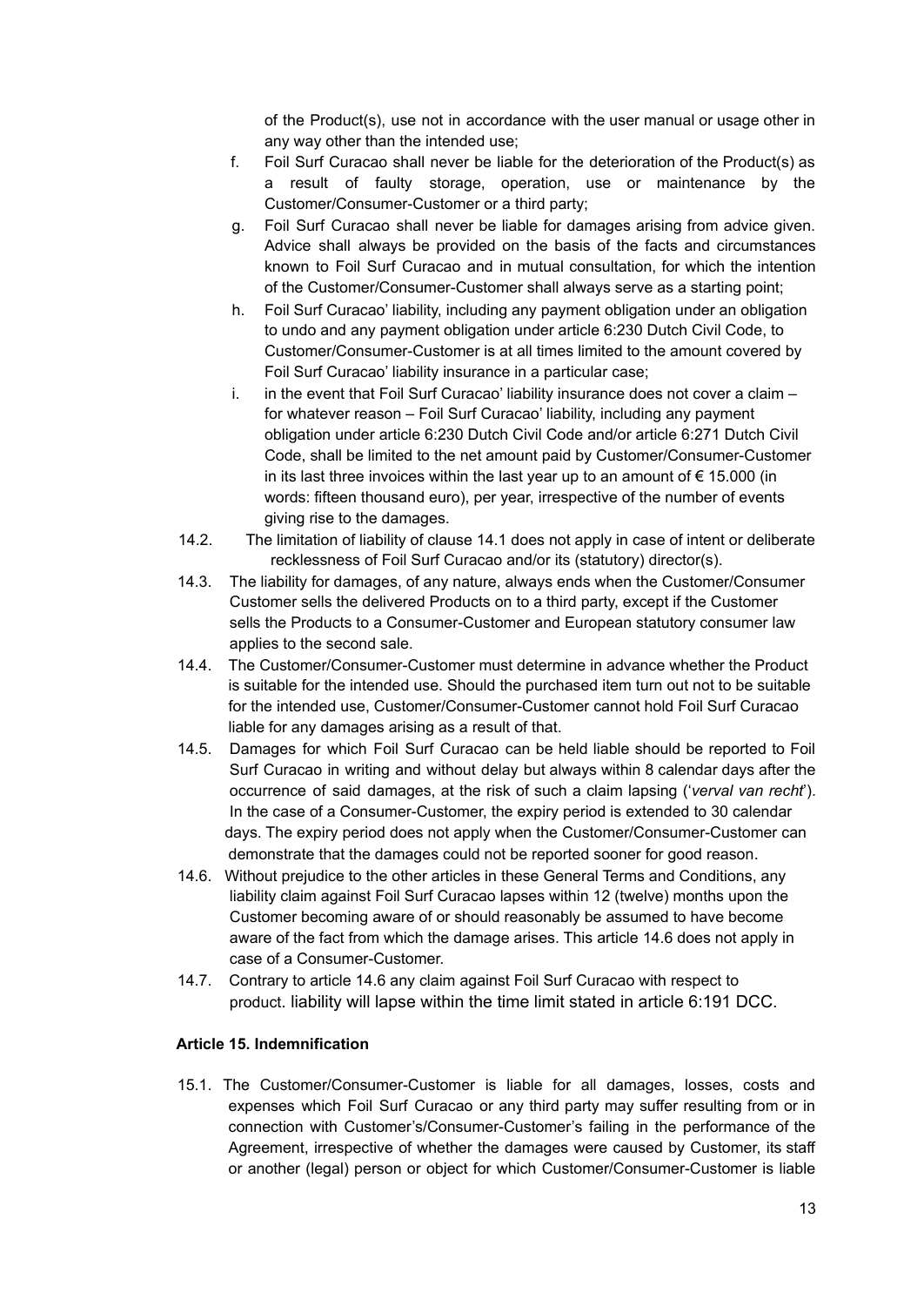of the Product(s), use not in accordance with the user manual or usage other in any way other than the intended use;

f. Foil Surf Curacao shall never be liable for the deterioration of the Product(s) as a result of faulty storage, operation, use or maintenance by the Customer/Consumer-Customer or a third party;

g. Foil Surf Curacao shall never be liable for damages arising from advice given. Advice shall always be provided on the basis of the facts and circumstances known to Foil Surf Curacao and in mutual consultation, for which the intention of the Customer/Consumer-Customer shall always serve as a starting point;

h. Foil Surf Curacao' liability, including any payment obligation under an obligation to undo and any payment obligation under article 6:230 Dutch Civil Code, to Customer/Consumer-Customer is at all times limited to the amount covered by Foil Surf Curacao' liability insurance in a particular case;

i. in the event that Foil Surf Curacao' liability insurance does not cover a claim – for whatever reason – Foil Surf Curacao' liability, including any payment obligation under article 6:230 Dutch Civil Code and/or article 6:271 Dutch Civil Code, shall be limited to the net amount paid by Customer/Consumer-Customer in its last three invoices within the last year up to an amount of € 15.000 (in words: fifteen thousand euro), per year, irrespective of the number of events giving rise to the damages.

14.2. The limitation of liability of clause 14.1 does not apply in case of intent or deliberate recklessness of Foil Surf Curacao and/or its (statutory) director(s).

14.3. The liability for damages, of any nature, always ends when the Customer/Consumer Customer sells the delivered Products on to a third party, except if the Customer sells the Products to a Consumer-Customer and European statutory consumer law applies to the second sale.

14.4. The Customer/Consumer-Customer must determine in advance whether the Product is suitable for the intended use. Should the purchased item turn out not to be suitable for the intended use, Customer/Consumer-Customer cannot hold Foil Surf Curacao liable for any damages arising as a result of that.

14.5. Damages for which Foil Surf Curacao can be held liable should be reported to Foil Surf Curacao in writing and without delay but always within 8 calendar days after the occurrence of said damages, at the risk of such a claim lapsing ('*verval van recht*'). In the case of a Consumer-Customer, the expiry period is extended to 30 calendar days. The expiry period does not apply when the Customer/Consumer-Customer can demonstrate that the damages could not be reported sooner for good reason.

14.6. Without prejudice to the other articles in these General Terms and Conditions, any liability claim against Foil Surf Curacao lapses within 12 (twelve) months upon the Customer becoming aware of or should reasonably be assumed to have become aware of the fact from which the damage arises. This article 14.6 does not apply in case of a Consumer-Customer.

14.7. Contrary to article 14.6 any claim against Foil Surf Curacao with respect to product. liability will lapse within the time limit stated in article 6:191 DCC.

**Article 15. Indemnification**

15.1. The Customer/Consumer-Customer is liable for all damages, losses, costs and expenses which Foil Surf Curacao or any third party may suffer resulting from or in connection with Customer's/Consumer-Customer's failing in the performance of the Agreement, irrespective of whether the damages were caused by Customer, its staff or another (legal) person or object for which Customer/Consumer-Customer is liable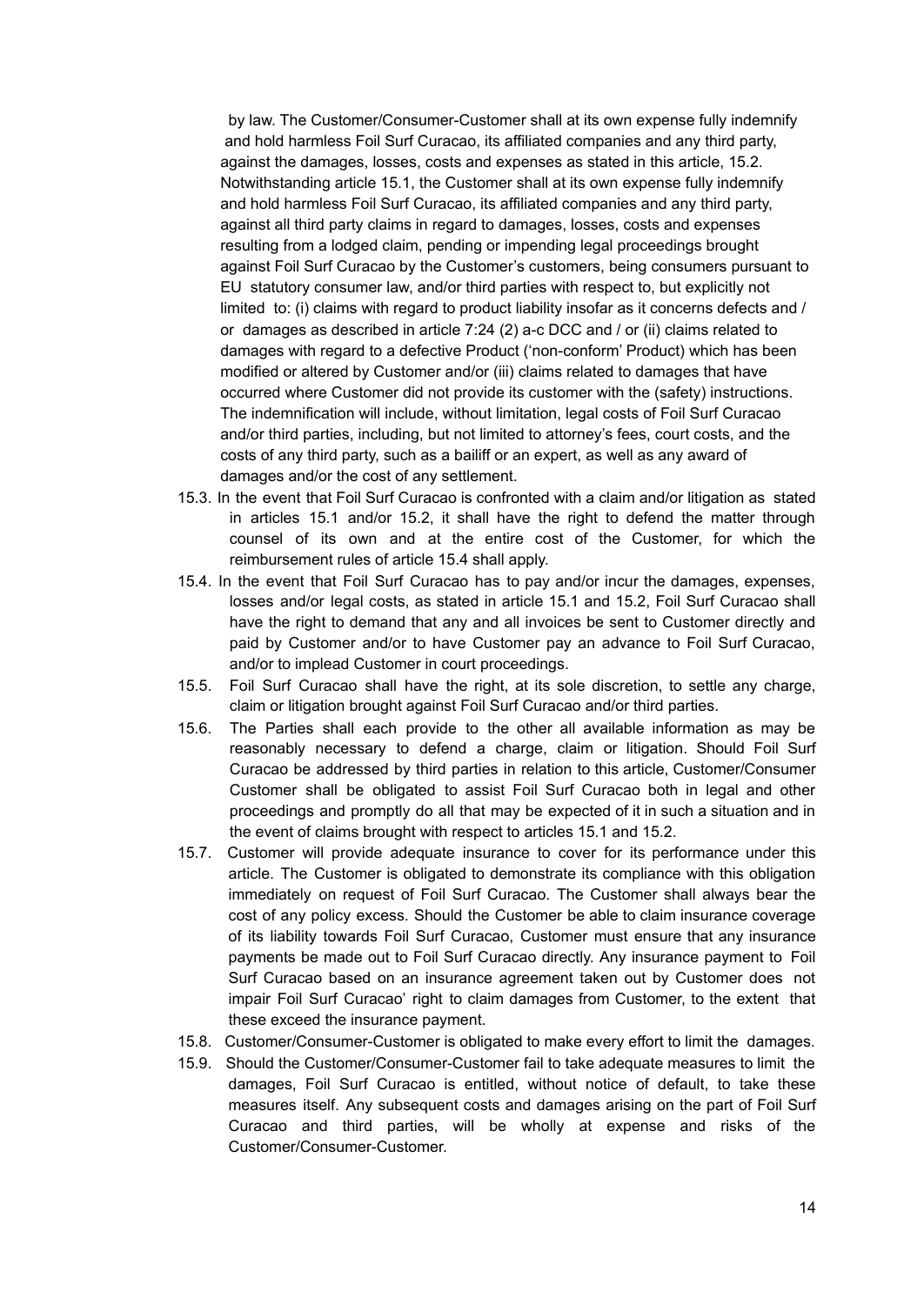by law. The Customer/Consumer-Customer shall at its own expense fully indemnify and hold harmless Foil Surf Curacao, its affiliated companies and any third party, against the damages, losses, costs and expenses as stated in this article, 15.2. Notwithstanding article 15.1, the Customer shall at its own expense fully indemnify and hold harmless Foil Surf Curacao, its affiliated companies and any third party, against all third party claims in regard to damages, losses, costs and expenses resulting from a lodged claim, pending or impending legal proceedings brought against Foil Surf Curacao by the Customer's customers, being consumers pursuant to EU statutory consumer law, and/or third parties with respect to, but explicitly not limited to: (i) claims with regard to product liability insofar as it concerns defects and / or damages as described in article 7:24 (2) a-c DCC and / or (ii) claims related to damages with regard to a defective Product ('non-conform' Product) which has been modified or altered by Customer and/or (iii) claims related to damages that have occurred where Customer did not provide its customer with the (safety) instructions. The indemnification will include, without limitation, legal costs of Foil Surf Curacao and/or third parties, including, but not limited to attorney's fees, court costs, and the costs of any third party, such as a bailiff or an expert, as well as any award of damages and/or the cost of any settlement.

15.3. In the event that Foil Surf Curacao is confronted with a claim and/or litigation as stated in articles 15.1 and/or 15.2, it shall have the right to defend the matter through counsel of its own and at the entire cost of the Customer, for which the reimbursement rules of article 15.4 shall apply.

15.4. In the event that Foil Surf Curacao has to pay and/or incur the damages, expenses, losses and/or legal costs, as stated in article 15.1 and 15.2, Foil Surf Curacao shall have the right to demand that any and all invoices be sent to Customer directly and paid by Customer and/or to have Customer pay an advance to Foil Surf Curacao, and/or to implead Customer in court proceedings.

15.5. Foil Surf Curacao shall have the right, at its sole discretion, to settle any charge, claim or litigation brought against Foil Surf Curacao and/or third parties.

15.6. The Parties shall each provide to the other all available information as may be reasonably necessary to defend a charge, claim or litigation. Should Foil Surf Curacao be addressed by third parties in relation to this article, Customer/Consumer Customer shall be obligated to assist Foil Surf Curacao both in legal and other proceedings and promptly do all that may be expected of it in such a situation and in the event of claims brought with respect to articles 15.1 and 15.2.

15.7. Customer will provide adequate insurance to cover for its performance under this article. The Customer is obligated to demonstrate its compliance with this obligation immediately on request of Foil Surf Curacao. The Customer shall always bear the cost of any policy excess. Should the Customer be able to claim insurance coverage of its liability towards Foil Surf Curacao, Customer must ensure that any insurance payments be made out to Foil Surf Curacao directly. Any insurance payment to Foil Surf Curacao based on an insurance agreement taken out by Customer does not impair Foil Surf Curacao' right to claim damages from Customer, to the extent that these exceed the insurance payment.

15.8. Customer/Consumer-Customer is obligated to make every effort to limit the damages.

15.9. Should the Customer/Consumer-Customer fail to take adequate measures to limit the damages, Foil Surf Curacao is entitled, without notice of default, to take these measures itself. Any subsequent costs and damages arising on the part of Foil Surf Curacao and third parties, will be wholly at expense and risks of the Customer/Consumer-Customer.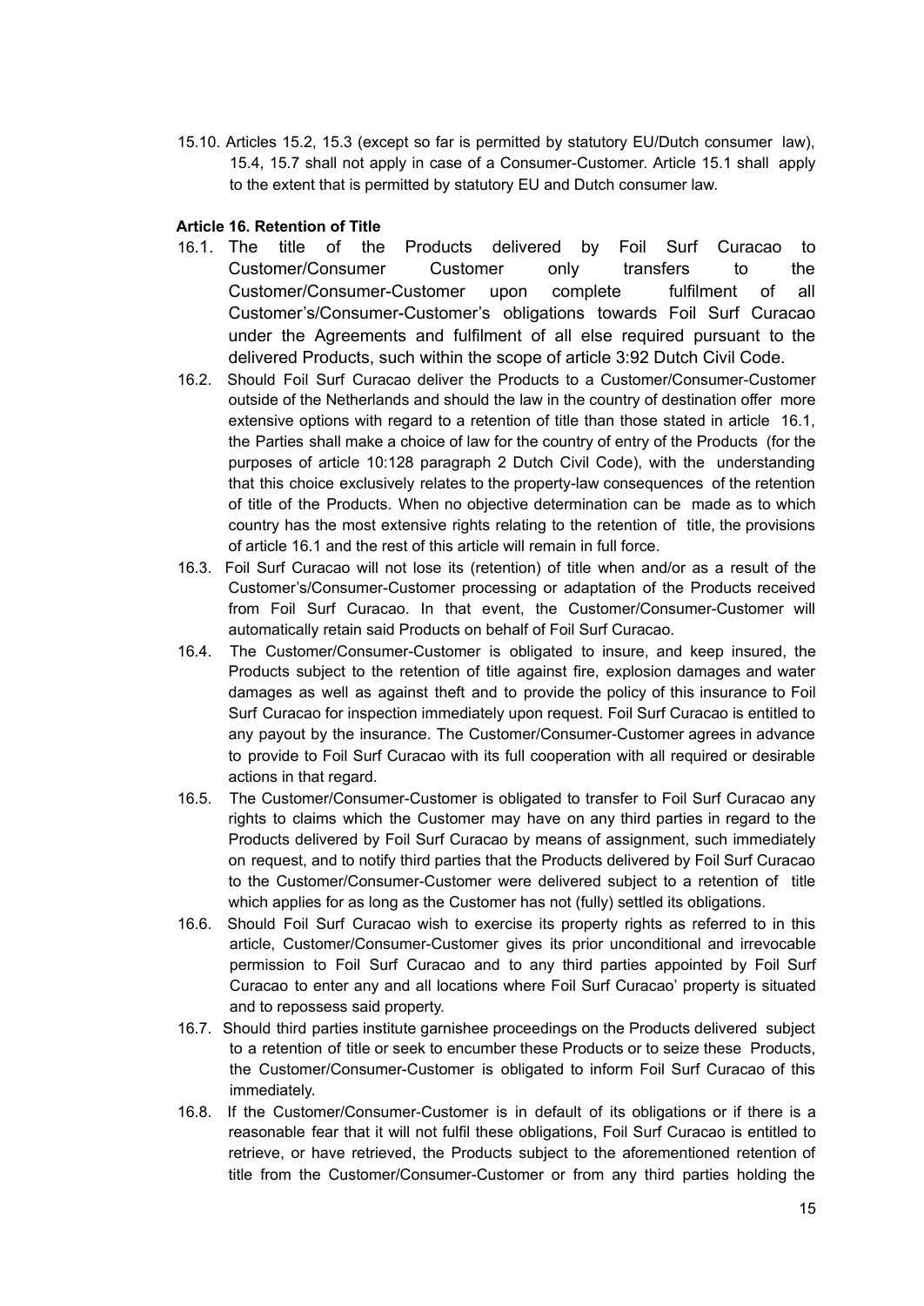15.10. Articles 15.2, 15.3 (except so far is permitted by statutory EU/Dutch consumer law), 15.4, 15.7 shall not apply in case of a Consumer-Customer. Article 15.1 shall apply to the extent that is permitted by statutory EU and Dutch consumer law.

**Article 16. Retention of Title**

16.1. The title of the Products delivered by Foil Surf Curacao to Customer/Consumer Customer only transfers to the Customer/Consumer-Customer upon complete fulfilment of all Customer's/Consumer-Customer's obligations towards Foil Surf Curacao under the Agreements and fulfilment of all else required pursuant to the delivered Products, such within the scope of article 3:92 Dutch Civil Code.

16.2. Should Foil Surf Curacao deliver the Products to a Customer/Consumer-Customer outside of the Netherlands and should the law in the country of destination offer more extensive options with regard to a retention of title than those stated in article 16.1, the Parties shall make a choice of law for the country of entry of the Products (for the purposes of article 10:128 paragraph 2 Dutch Civil Code), with the understanding that this choice exclusively relates to the property-law consequences of the retention of title of the Products. When no objective determination can be made as to which country has the most extensive rights relating to the retention of title, the provisions of article 16.1 and the rest of this article will remain in full force.

16.3. Foil Surf Curacao will not lose its (retention) of title when and/or as a result of the Customer's/Consumer-Customer processing or adaptation of the Products received from Foil Surf Curacao. In that event, the Customer/Consumer-Customer will automatically retain said Products on behalf of Foil Surf Curacao.

16.4. The Customer/Consumer-Customer is obligated to insure, and keep insured, the Products subject to the retention of title against fire, explosion damages and water damages as well as against theft and to provide the policy of this insurance to Foil Surf Curacao for inspection immediately upon request. Foil Surf Curacao is entitled to any payout by the insurance. The Customer/Consumer-Customer agrees in advance to provide to Foil Surf Curacao with its full cooperation with all required or desirable actions in that regard.

16.5. The Customer/Consumer-Customer is obligated to transfer to Foil Surf Curacao any rights to claims which the Customer may have on any third parties in regard to the Products delivered by Foil Surf Curacao by means of assignment, such immediately on request, and to notify third parties that the Products delivered by Foil Surf Curacao to the Customer/Consumer-Customer were delivered subject to a retention of title which applies for as long as the Customer has not (fully) settled its obligations.

16.6. Should Foil Surf Curacao wish to exercise its property rights as referred to in this article, Customer/Consumer-Customer gives its prior unconditional and irrevocable permission to Foil Surf Curacao and to any third parties appointed by Foil Surf Curacao to enter any and all locations where Foil Surf Curacao' property is situated and to repossess said property.

16.7. Should third parties institute garnishee proceedings on the Products delivered subject to a retention of title or seek to encumber these Products or to seize these Products, the Customer/Consumer-Customer is obligated to inform Foil Surf Curacao of this immediately.

16.8. If the Customer/Consumer-Customer is in default of its obligations or if there is a reasonable fear that it will not fulfil these obligations, Foil Surf Curacao is entitled to retrieve, or have retrieved, the Products subject to the aforementioned retention of title from the Customer/Consumer-Customer or from any third parties holding the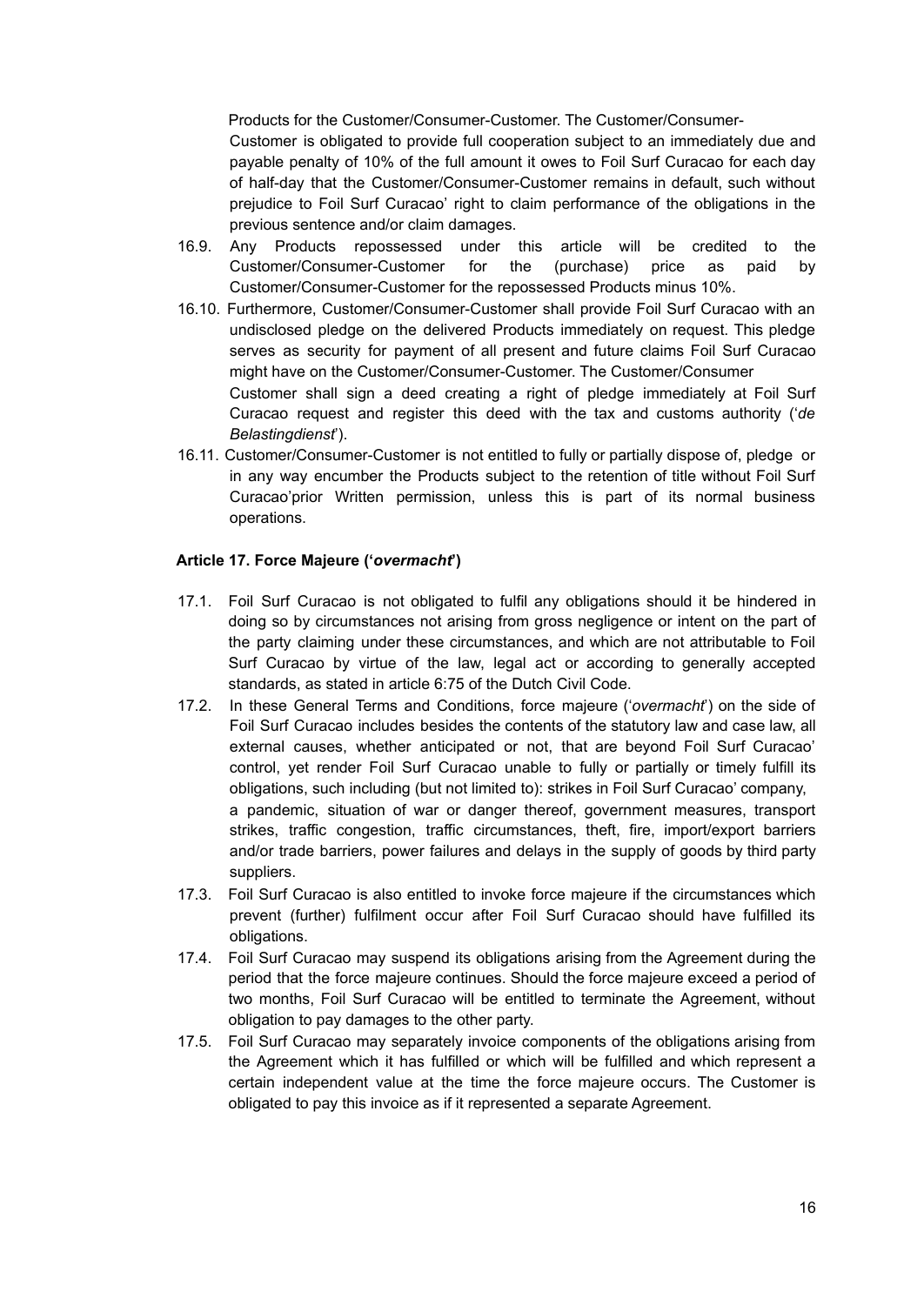Products for the Customer/Consumer-Customer. The Customer/Consumer-Customer is obligated to provide full cooperation subject to an immediately due and payable penalty of 10% of the full amount it owes to Foil Surf Curacao for each day of half-day that the Customer/Consumer-Customer remains in default, such without prejudice to Foil Surf Curacao' right to claim performance of the obligations in the previous sentence and/or claim damages.

16.9. Any Products repossessed under this article will be credited to the Customer/Consumer-Customer for the (purchase) price as paid by Customer/Consumer-Customer for the repossessed Products minus 10%.

16.10. Furthermore, Customer/Consumer-Customer shall provide Foil Surf Curacao with an undisclosed pledge on the delivered Products immediately on request. This pledge serves as security for payment of all present and future claims Foil Surf Curacao might have on the Customer/Consumer-Customer. The Customer/Consumer Customer shall sign a deed creating a right of pledge immediately at Foil Surf Curacao request and register this deed with the tax and customs authority ('*de Belastingdienst*').

16.11. Customer/Consumer-Customer is not entitled to fully or partially dispose of, pledge or in any way encumber the Products subject to the retention of title without Foil Surf Curacao'prior Written permission, unless this is part of its normal business operations.

### Article 17. Force Majeure ('*overmacht*')

17.1. Foil Surf Curacao is not obligated to fulfil any obligations should it be hindered in doing so by circumstances not arising from gross negligence or intent on the part of the party claiming under these circumstances, and which are not attributable to Foil Surf Curacao by virtue of the law, legal act or according to generally accepted standards, as stated in article 6:75 of the Dutch Civil Code.

17.2. In these General Terms and Conditions, force majeure ('*overmacht*') on the side of Foil Surf Curacao includes besides the contents of the statutory law and case law, all external causes, whether anticipated or not, that are beyond Foil Surf Curacao' control, yet render Foil Surf Curacao unable to fully or partially or timely fulfill its obligations, such including (but not limited to): strikes in Foil Surf Curacao' company, a pandemic, situation of war or danger thereof, government measures, transport strikes, traffic congestion, traffic circumstances, theft, fire, import/export barriers and/or trade barriers, power failures and delays in the supply of goods by third party suppliers.

17.3. Foil Surf Curacao is also entitled to invoke force majeure if the circumstances which prevent (further) fulfilment occur after Foil Surf Curacao should have fulfilled its obligations.

17.4. Foil Surf Curacao may suspend its obligations arising from the Agreement during the period that the force majeure continues. Should the force majeure exceed a period of two months, Foil Surf Curacao will be entitled to terminate the Agreement, without obligation to pay damages to the other party.

17.5. Foil Surf Curacao may separately invoice components of the obligations arising from the Agreement which it has fulfilled or which will be fulfilled and which represent a certain independent value at the time the force majeure occurs. The Customer is obligated to pay this invoice as if it represented a separate Agreement.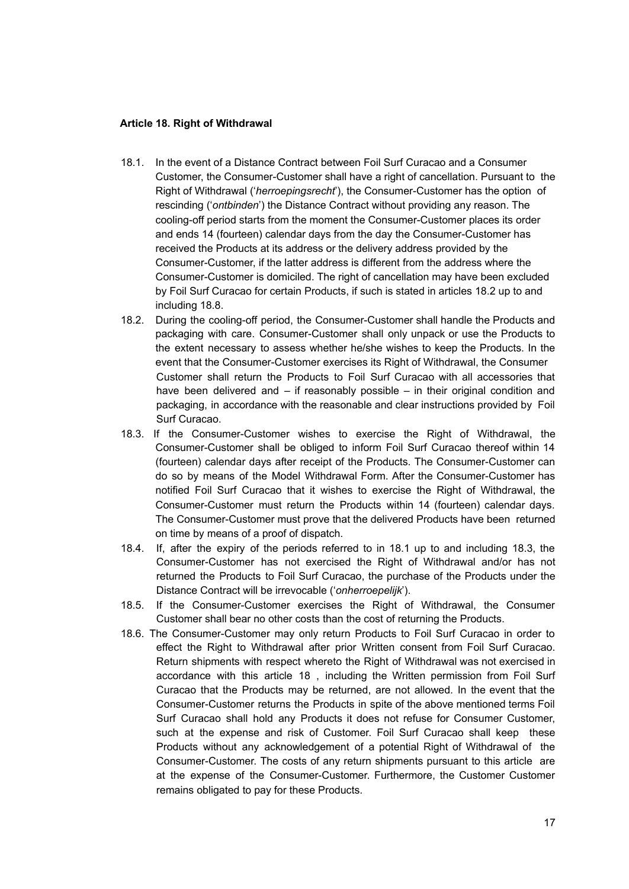**Article 18. Right of Withdrawal**

18.1. In the event of a Distance Contract between Foil Surf Curacao and a Consumer Customer, the Consumer-Customer shall have a right of cancellation. Pursuant to the Right of Withdrawal ('*herroepingsrecht*'), the Consumer-Customer has the option of rescinding ('*ontbinden*') the Distance Contract without providing any reason. The cooling-off period starts from the moment the Consumer-Customer places its order and ends 14 (fourteen) calendar days from the day the Consumer-Customer has received the Products at its address or the delivery address provided by the Consumer-Customer, if the latter address is different from the address where the Consumer-Customer is domiciled. The right of cancellation may have been excluded by Foil Surf Curacao for certain Products, if such is stated in articles 18.2 up to and including 18.8.

18.2. During the cooling-off period, the Consumer-Customer shall handle the Products and packaging with care. Consumer-Customer shall only unpack or use the Products to the extent necessary to assess whether he/she wishes to keep the Products. In the event that the Consumer-Customer exercises its Right of Withdrawal, the Consumer Customer shall return the Products to Foil Surf Curacao with all accessories that have been delivered and – if reasonably possible – in their original condition and packaging, in accordance with the reasonable and clear instructions provided by Foil Surf Curacao.

18.3. If the Consumer-Customer wishes to exercise the Right of Withdrawal, the Consumer-Customer shall be obliged to inform Foil Surf Curacao thereof within 14 (fourteen) calendar days after receipt of the Products. The Consumer-Customer can do so by means of the Model Withdrawal Form. After the Consumer-Customer has notified Foil Surf Curacao that it wishes to exercise the Right of Withdrawal, the Consumer-Customer must return the Products within 14 (fourteen) calendar days. The Consumer-Customer must prove that the delivered Products have been returned on time by means of a proof of dispatch.

18.4. If, after the expiry of the periods referred to in 18.1 up to and including 18.3, the Consumer-Customer has not exercised the Right of Withdrawal and/or has not returned the Products to Foil Surf Curacao, the purchase of the Products under the Distance Contract will be irrevocable ('*onherroepelijk*').

18.5. If the Consumer-Customer exercises the Right of Withdrawal, the Consumer Customer shall bear no other costs than the cost of returning the Products.

18.6. The Consumer-Customer may only return Products to Foil Surf Curacao in order to effect the Right to Withdrawal after prior Written consent from Foil Surf Curacao. Return shipments with respect whereto the Right of Withdrawal was not exercised in accordance with this article 18 , including the Written permission from Foil Surf Curacao that the Products may be returned, are not allowed. In the event that the Consumer-Customer returns the Products in spite of the above mentioned terms Foil Surf Curacao shall hold any Products it does not refuse for Consumer Customer, such at the expense and risk of Customer. Foil Surf Curacao shall keep these Products without any acknowledgement of a potential Right of Withdrawal of the Consumer-Customer. The costs of any return shipments pursuant to this article are at the expense of the Consumer-Customer. Furthermore, the Customer Customer remains obligated to pay for these Products.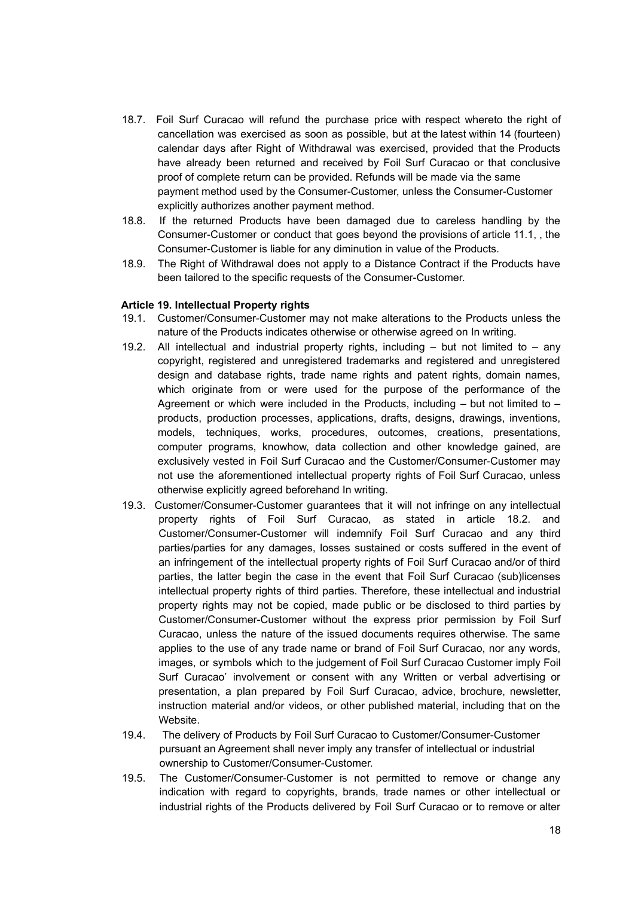18.7. Foil Surf Curacao will refund the purchase price with respect whereto the right of cancellation was exercised as soon as possible, but at the latest within 14 (fourteen) calendar days after Right of Withdrawal was exercised, provided that the Products have already been returned and received by Foil Surf Curacao or that conclusive proof of complete return can be provided. Refunds will be made via the same payment method used by the Consumer-Customer, unless the Consumer-Customer explicitly authorizes another payment method.

18.8. If the returned Products have been damaged due to careless handling by the Consumer-Customer or conduct that goes beyond the provisions of article 11.1, , the Consumer-Customer is liable for any diminution in value of the Products.

18.9. The Right of Withdrawal does not apply to a Distance Contract if the Products have been tailored to the specific requests of the Consumer-Customer.

**Article 19. Intellectual Property rights**

19.1. Customer/Consumer-Customer may not make alterations to the Products unless the nature of the Products indicates otherwise or otherwise agreed on In writing.

19.2. All intellectual and industrial property rights, including – but not limited to – any copyright, registered and unregistered trademarks and registered and unregistered design and database rights, trade name rights and patent rights, domain names, which originate from or were used for the purpose of the performance of the Agreement or which were included in the Products, including – but not limited to – products, production processes, applications, drafts, designs, drawings, inventions, models, techniques, works, procedures, outcomes, creations, presentations, computer programs, knowhow, data collection and other knowledge gained, are exclusively vested in Foil Surf Curacao and the Customer/Consumer-Customer may not use the aforementioned intellectual property rights of Foil Surf Curacao, unless otherwise explicitly agreed beforehand In writing.

19.3. Customer/Consumer-Customer guarantees that it will not infringe on any intellectual property rights of Foil Surf Curacao, as stated in article 18.2. and Customer/Consumer-Customer will indemnify Foil Surf Curacao and any third parties/parties for any damages, losses sustained or costs suffered in the event of an infringement of the intellectual property rights of Foil Surf Curacao and/or of third parties, the latter begin the case in the event that Foil Surf Curacao (sub)licenses intellectual property rights of third parties. Therefore, these intellectual and industrial property rights may not be copied, made public or be disclosed to third parties by Customer/Consumer-Customer without the express prior permission by Foil Surf Curacao, unless the nature of the issued documents requires otherwise. The same applies to the use of any trade name or brand of Foil Surf Curacao, nor any words, images, or symbols which to the judgement of Foil Surf Curacao Customer imply Foil Surf Curacao' involvement or consent with any Written or verbal advertising or presentation, a plan prepared by Foil Surf Curacao, advice, brochure, newsletter, instruction material and/or videos, or other published material, including that on the Website.

19.4. The delivery of Products by Foil Surf Curacao to Customer/Consumer-Customer pursuant an Agreement shall never imply any transfer of intellectual or industrial ownership to Customer/Consumer-Customer.

19.5. The Customer/Consumer-Customer is not permitted to remove or change any indication with regard to copyrights, brands, trade names or other intellectual or industrial rights of the Products delivered by Foil Surf Curacao or to remove or alter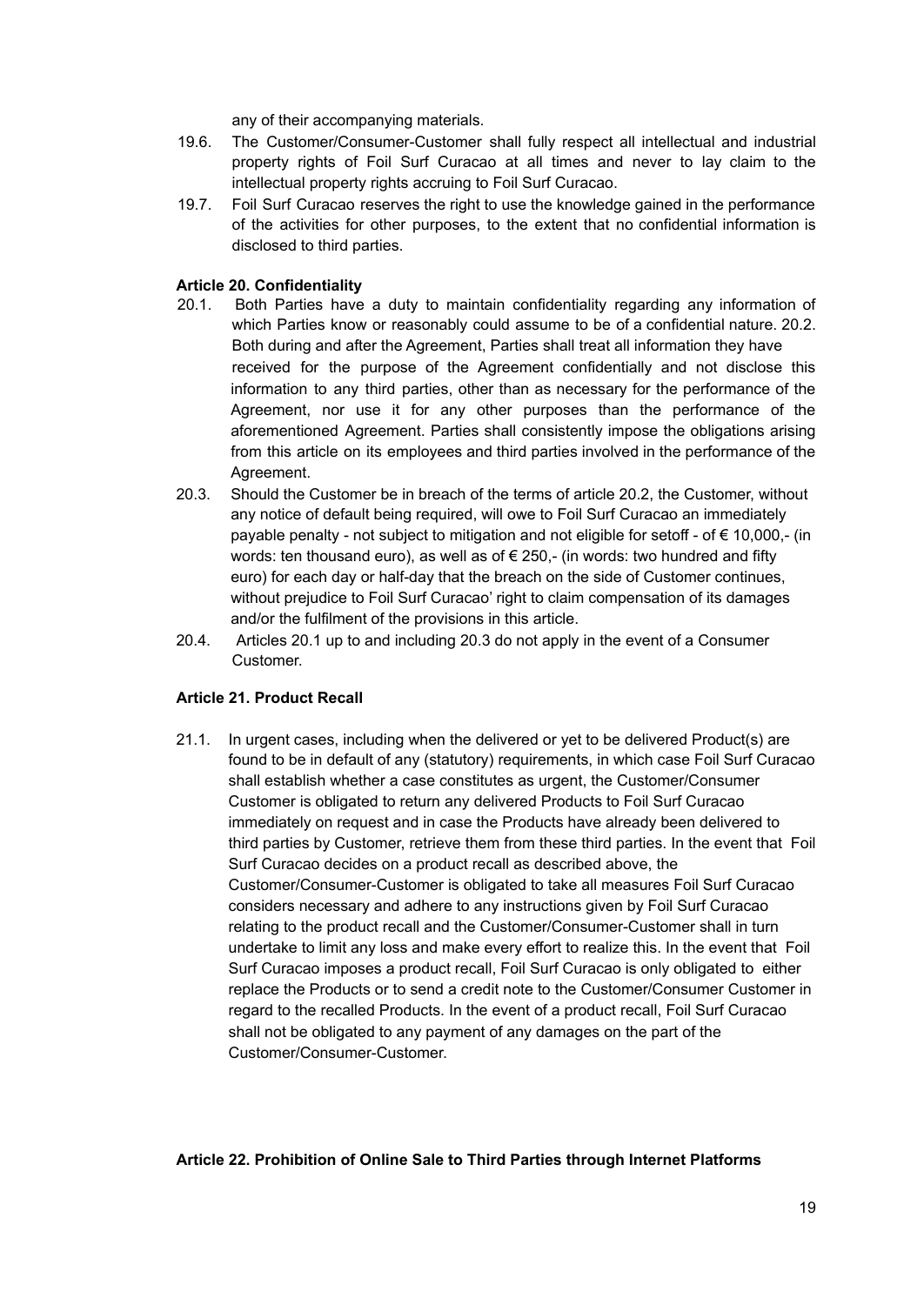any of their accompanying materials.

19.6. The Customer/Consumer-Customer shall fully respect all intellectual and industrial property rights of Foil Surf Curacao at all times and never to lay claim to the intellectual property rights accruing to Foil Surf Curacao.

19.7. Foil Surf Curacao reserves the right to use the knowledge gained in the performance of the activities for other purposes, to the extent that no confidential information is disclosed to third parties.

**Article 20. Confidentiality**

20.1. Both Parties have a duty to maintain confidentiality regarding any information of which Parties know or reasonably could assume to be of a confidential nature. 20.2. Both during and after the Agreement, Parties shall treat all information they have received for the purpose of the Agreement confidentially and not disclose this information to any third parties, other than as necessary for the performance of the Agreement, nor use it for any other purposes than the performance of the aforementioned Agreement. Parties shall consistently impose the obligations arising from this article on its employees and third parties involved in the performance of the Agreement.

20.3. Should the Customer be in breach of the terms of article 20.2, the Customer, without any notice of default being required, will owe to Foil Surf Curacao an immediately payable penalty - not subject to mitigation and not eligible for setoff - of € 10,000,- (in words: ten thousand euro), as well as of € 250,- (in words: two hundred and fifty euro) for each day or half-day that the breach on the side of Customer continues, without prejudice to Foil Surf Curacao' right to claim compensation of its damages and/or the fulfilment of the provisions in this article.

20.4. Articles 20.1 up to and including 20.3 do not apply in the event of a Consumer Customer.

**Article 21. Product Recall**

21.1. In urgent cases, including when the delivered or yet to be delivered Product(s) are found to be in default of any (statutory) requirements, in which case Foil Surf Curacao shall establish whether a case constitutes as urgent, the Customer/Consumer Customer is obligated to return any delivered Products to Foil Surf Curacao immediately on request and in case the Products have already been delivered to third parties by Customer, retrieve them from these third parties. In the event that Foil Surf Curacao decides on a product recall as described above, the Customer/Consumer-Customer is obligated to take all measures Foil Surf Curacao considers necessary and adhere to any instructions given by Foil Surf Curacao relating to the product recall and the Customer/Consumer-Customer shall in turn undertake to limit any loss and make every effort to realize this. In the event that Foil Surf Curacao imposes a product recall, Foil Surf Curacao is only obligated to either replace the Products or to send a credit note to the Customer/Consumer Customer in regard to the recalled Products. In the event of a product recall, Foil Surf Curacao shall not be obligated to any payment of any damages on the part of the Customer/Consumer-Customer.

**Article 22. Prohibition of Online Sale to Third Parties through Internet Platforms**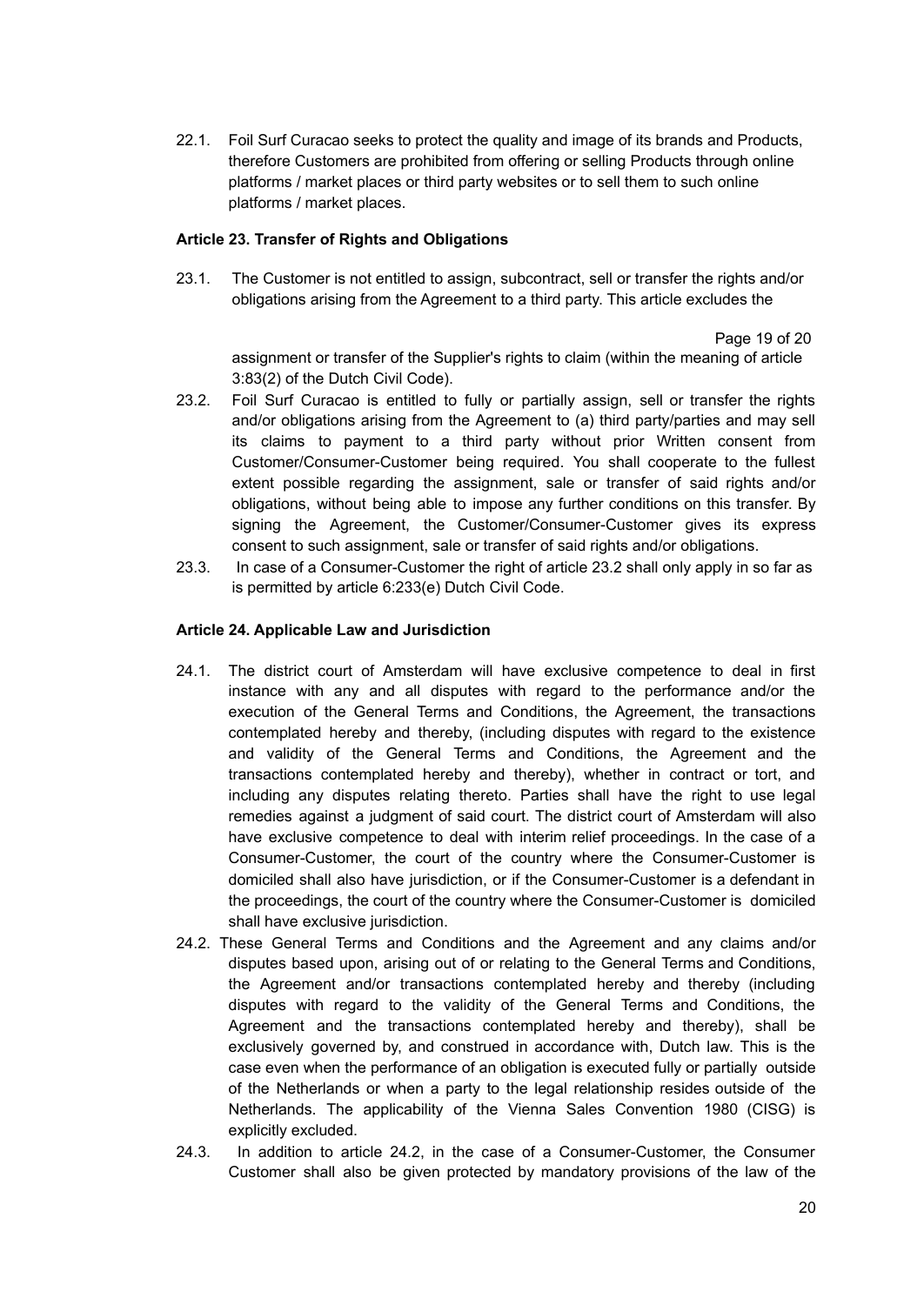22.1. Foil Surf Curacao seeks to protect the quality and image of its brands and Products, therefore Customers are prohibited from offering or selling Products through online platforms / market places or third party websites or to sell them to such online platforms / market places.

**Article 23. Transfer of Rights and Obligations**

23.1. The Customer is not entitled to assign, subcontract, sell or transfer the rights and/or obligations arising from the Agreement to a third party. This article excludes the assignment or transfer of the Supplier's rights to claim (within the meaning of article 3:83(2) of the Dutch Civil Code).

23.2. Foil Surf Curacao is entitled to fully or partially assign, sell or transfer the rights and/or obligations arising from the Agreement to (a) third party/parties and may sell its claims to payment to a third party without prior Written consent from Customer/Consumer-Customer being required. You shall cooperate to the fullest extent possible regarding the assignment, sale or transfer of said rights and/or obligations, without being able to impose any further conditions on this transfer. By signing the Agreement, the Customer/Consumer-Customer gives its express consent to such assignment, sale or transfer of said rights and/or obligations.

23.3. In case of a Consumer-Customer the right of article 23.2 shall only apply in so far as is permitted by article 6:233(e) Dutch Civil Code.

**Article 24. Applicable Law and Jurisdiction**

24.1. The district court of Amsterdam will have exclusive competence to deal in first instance with any and all disputes with regard to the performance and/or the execution of the General Terms and Conditions, the Agreement, the transactions contemplated hereby and thereby, (including disputes with regard to the existence and validity of the General Terms and Conditions, the Agreement and the transactions contemplated hereby and thereby), whether in contract or tort, and including any disputes relating thereto. Parties shall have the right to use legal remedies against a judgment of said court. The district court of Amsterdam will also have exclusive competence to deal with interim relief proceedings. In the case of a Consumer-Customer, the court of the country where the Consumer-Customer is domiciled shall also have jurisdiction, or if the Consumer-Customer is a defendant in the proceedings, the court of the country where the Consumer-Customer is domiciled shall have exclusive jurisdiction.

24.2. These General Terms and Conditions and the Agreement and any claims and/or disputes based upon, arising out of or relating to the General Terms and Conditions, the Agreement and/or transactions contemplated hereby and thereby (including disputes with regard to the validity of the General Terms and Conditions, the Agreement and the transactions contemplated hereby and thereby), shall be exclusively governed by, and construed in accordance with, Dutch law. This is the case even when the performance of an obligation is executed fully or partially outside of the Netherlands or when a party to the legal relationship resides outside of the Netherlands. The applicability of the Vienna Sales Convention 1980 (CISG) is explicitly excluded.

24.3. In addition to article 24.2, in the case of a Consumer-Customer, the Consumer Customer shall also be given protected by mandatory provisions of the law of the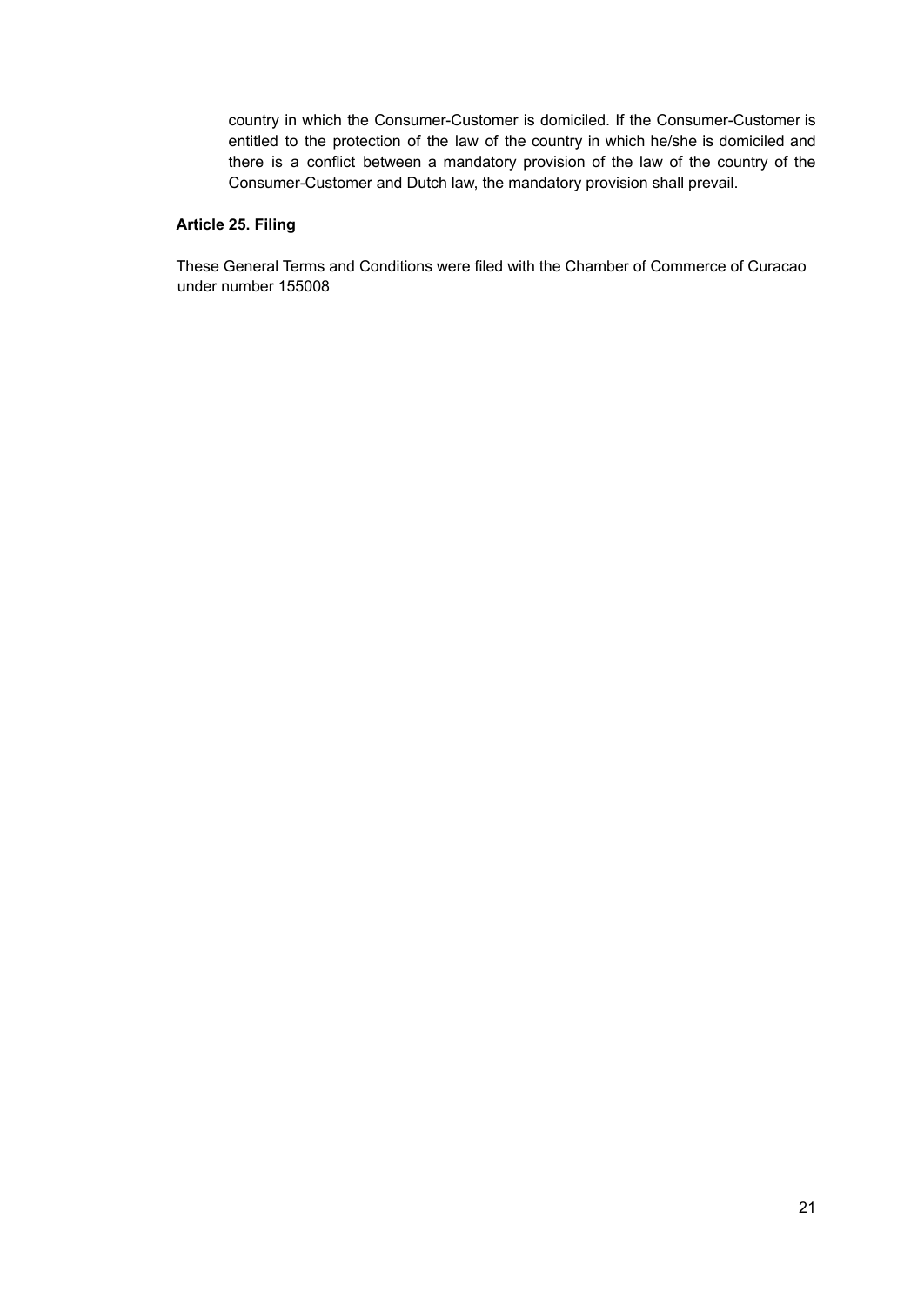country in which the Consumer-Customer is domiciled. If the Consumer-Customer is entitled to the protection of the law of the country in which he/she is domiciled and there is a conflict between a mandatory provision of the law of the country of the Consumer-Customer and Dutch law, the mandatory provision shall prevail.

**Article 25. Filing**

These General Terms and Conditions were filed with the Chamber of Commerce of Curacao under number 155008